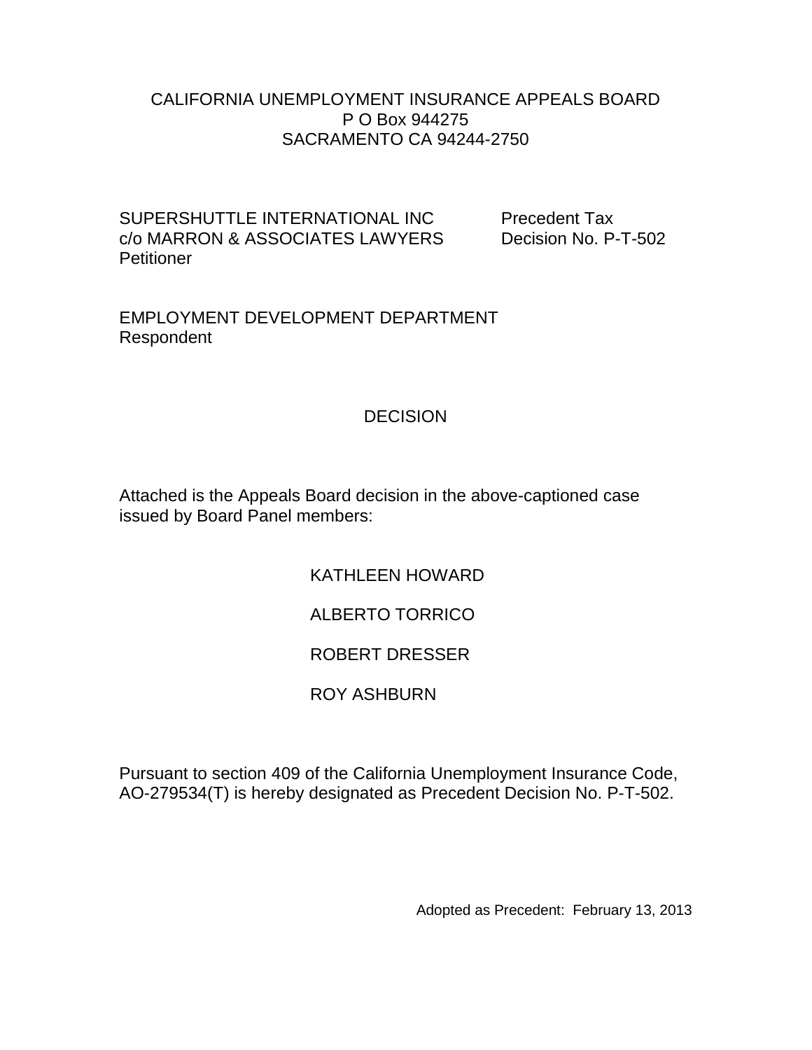CALIFORNIA UNEMPLOYMENT INSURANCE APPEALS BOARD
P O Box 944275
SACRAMENTO CA 94244-2750

SUPERSHUTTLE INTERNATIONAL INC
c/o MARRON & ASSOCIATES LAWYERS
Petitioner

Precedent Tax
Decision No. P-T-502

EMPLOYMENT DEVELOPMENT DEPARTMENT
Respondent

DECISION

Attached is the Appeals Board decision in the above-captioned case issued by Board Panel members:

KATHLEEN HOWARD

ALBERTO TORRICO

ROBERT DRESSER

ROY ASHBURN

Pursuant to section 409 of the California Unemployment Insurance Code, AO-279534(T) is hereby designated as Precedent Decision No. P-T-502.

Adopted as Precedent: February 13, 2013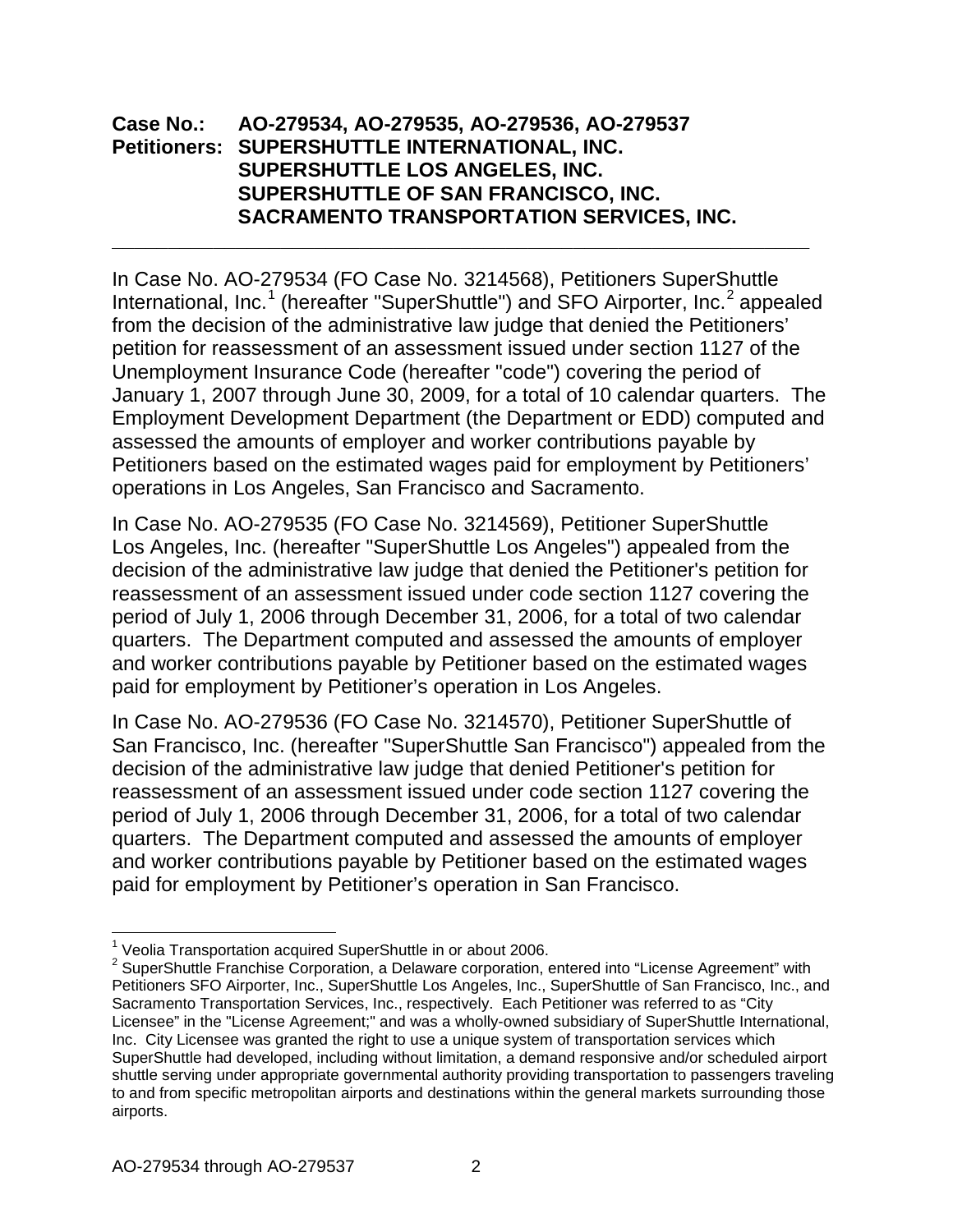**Case No.: AO-279534, AO-279535, AO-279536, AO-279537**
**Petitioners: SUPERSHUTTLE INTERNATIONAL, INC.**
**SUPERSHUTTLE LOS ANGELES, INC.**
**SUPERSHUTTLE OF SAN FRANCISCO, INC.**
**SACRAMENTO TRANSPORTATION SERVICES, INC.**

---

In Case No. AO-279534 (FO Case No. 3214568), Petitioners SuperShuttle International, Inc.[1] (hereafter "SuperShuttle") and SFO Airporter, Inc.[2] appealed from the decision of the administrative law judge that denied the Petitioners' petition for reassessment of an assessment issued under section 1127 of the Unemployment Insurance Code (hereafter "code") covering the period of January 1, 2007 through June 30, 2009, for a total of 10 calendar quarters. The Employment Development Department (the Department or EDD) computed and assessed the amounts of employer and worker contributions payable by Petitioners based on the estimated wages paid for employment by Petitioners' operations in Los Angeles, San Francisco and Sacramento.

In Case No. AO-279535 (FO Case No. 3214569), Petitioner SuperShuttle Los Angeles, Inc. (hereafter "SuperShuttle Los Angeles") appealed from the decision of the administrative law judge that denied the Petitioner's petition for reassessment of an assessment issued under code section 1127 covering the period of July 1, 2006 through December 31, 2006, for a total of two calendar quarters. The Department computed and assessed the amounts of employer and worker contributions payable by Petitioner based on the estimated wages paid for employment by Petitioner's operation in Los Angeles.

In Case No. AO-279536 (FO Case No. 3214570), Petitioner SuperShuttle of San Francisco, Inc. (hereafter "SuperShuttle San Francisco") appealed from the decision of the administrative law judge that denied Petitioner's petition for reassessment of an assessment issued under code section 1127 covering the period of July 1, 2006 through December 31, 2006, for a total of two calendar quarters. The Department computed and assessed the amounts of employer and worker contributions payable by Petitioner based on the estimated wages paid for employment by Petitioner's operation in San Francisco.

---

[1] Veolia Transportation acquired SuperShuttle in or about 2006.

[2] SuperShuttle Franchise Corporation, a Delaware corporation, entered into "License Agreement" with Petitioners SFO Airporter, Inc., SuperShuttle Los Angeles, Inc., SuperShuttle of San Francisco, Inc., and Sacramento Transportation Services, Inc., respectively. Each Petitioner was referred to as "City Licensee" in the "License Agreement;" and was a wholly-owned subsidiary of SuperShuttle International, Inc. City Licensee was granted the right to use a unique system of transportation services which SuperShuttle had developed, including without limitation, a demand responsive and/or scheduled airport shuttle serving under appropriate governmental authority providing transportation to passengers traveling to and from specific metropolitan airports and destinations within the general markets surrounding those airports.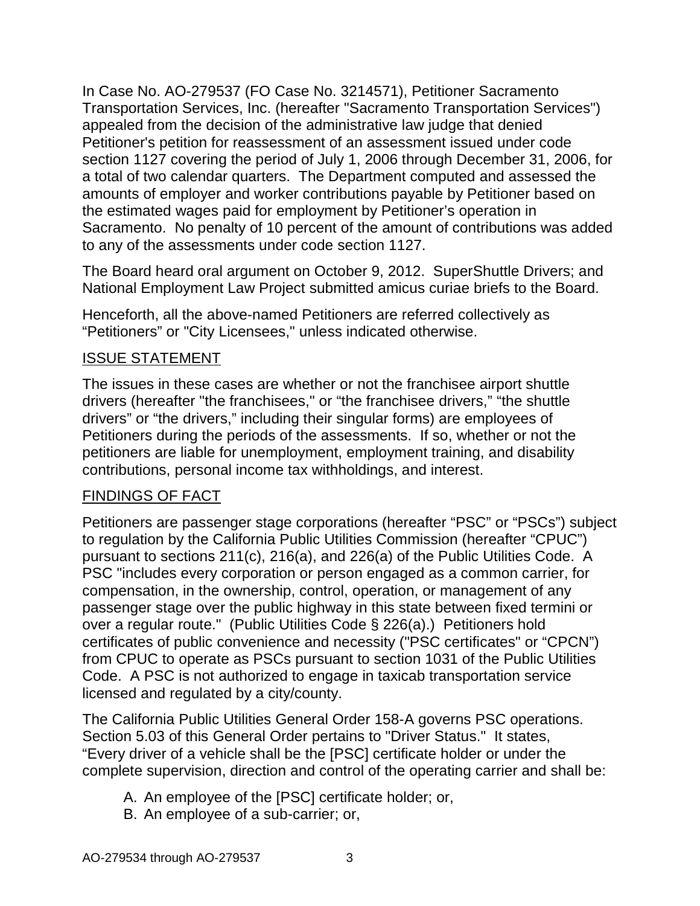In Case No. AO-279537 (FO Case No. 3214571), Petitioner Sacramento Transportation Services, Inc. (hereafter "Sacramento Transportation Services") appealed from the decision of the administrative law judge that denied Petitioner's petition for reassessment of an assessment issued under code section 1127 covering the period of July 1, 2006 through December 31, 2006, for a total of two calendar quarters. The Department computed and assessed the amounts of employer and worker contributions payable by Petitioner based on the estimated wages paid for employment by Petitioner's operation in Sacramento. No penalty of 10 percent of the amount of contributions was added to any of the assessments under code section 1127.

The Board heard oral argument on October 9, 2012. SuperShuttle Drivers; and National Employment Law Project submitted amicus curiae briefs to the Board.

Henceforth, all the above-named Petitioners are referred collectively as "Petitioners" or "City Licensees," unless indicated otherwise.

## ISSUE STATEMENT

The issues in these cases are whether or not the franchisee airport shuttle drivers (hereafter "the franchisees," or "the franchisee drivers," "the shuttle drivers" or "the drivers," including their singular forms) are employees of Petitioners during the periods of the assessments. If so, whether or not the petitioners are liable for unemployment, employment training, and disability contributions, personal income tax withholdings, and interest.

## FINDINGS OF FACT

Petitioners are passenger stage corporations (hereafter "PSC" or "PSCs") subject to regulation by the California Public Utilities Commission (hereafter "CPUC") pursuant to sections 211(c), 216(a), and 226(a) of the Public Utilities Code. A PSC "includes every corporation or person engaged as a common carrier, for compensation, in the ownership, control, operation, or management of any passenger stage over the public highway in this state between fixed termini or over a regular route." (Public Utilities Code § 226(a).) Petitioners hold certificates of public convenience and necessity ("PSC certificates" or "CPCN") from CPUC to operate as PSCs pursuant to section 1031 of the Public Utilities Code. A PSC is not authorized to engage in taxicab transportation service licensed and regulated by a city/county.

The California Public Utilities General Order 158-A governs PSC operations. Section 5.03 of this General Order pertains to "Driver Status." It states, "Every driver of a vehicle shall be the [PSC] certificate holder or under the complete supervision, direction and control of the operating carrier and shall be:

A. An employee of the [PSC] certificate holder; or,
B. An employee of a sub-carrier; or,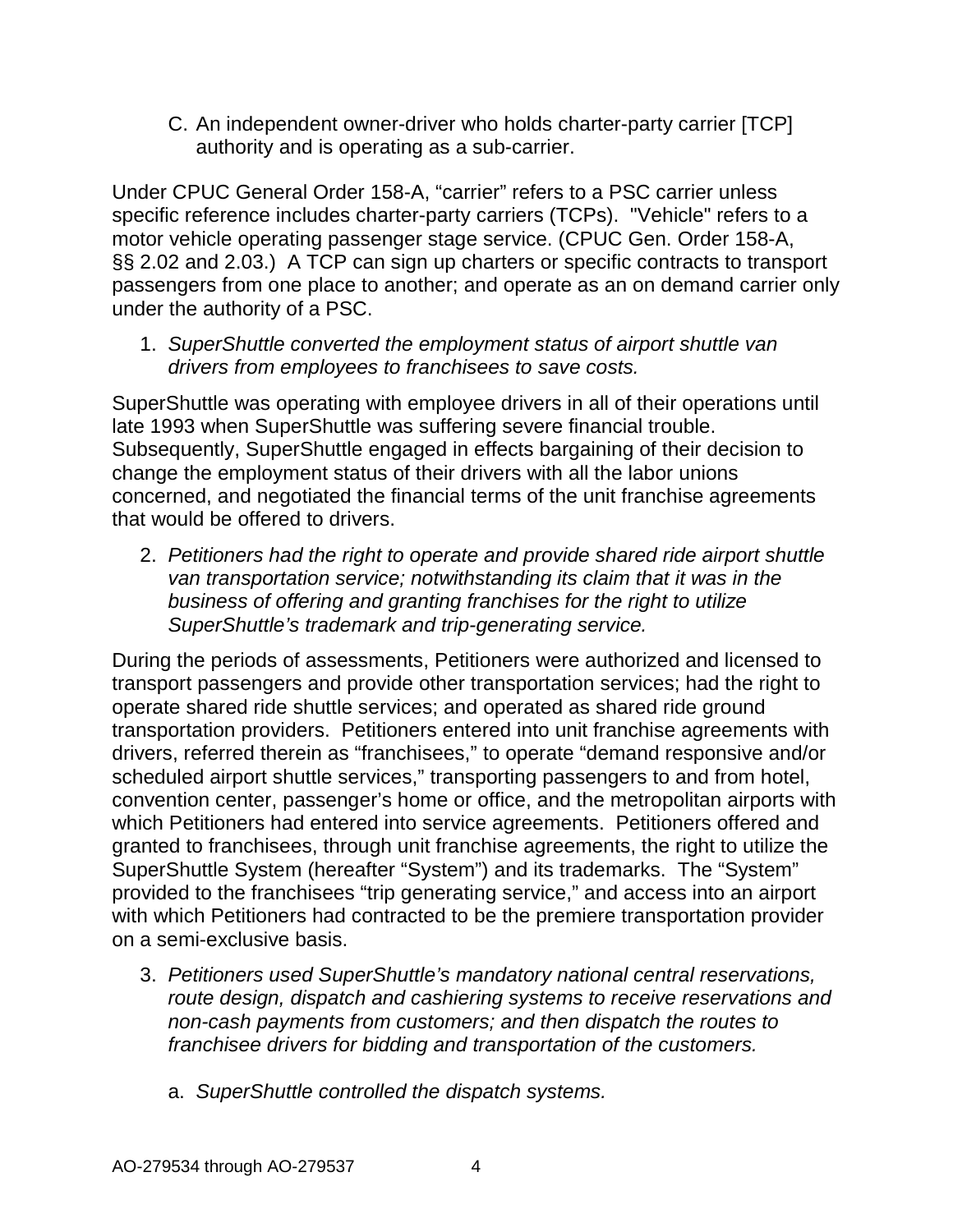C. An independent owner-driver who holds charter-party carrier [TCP] authority and is operating as a sub-carrier.

Under CPUC General Order 158-A, "carrier" refers to a PSC carrier unless specific reference includes charter-party carriers (TCPs). "Vehicle" refers to a motor vehicle operating passenger stage service. (CPUC Gen. Order 158-A, §§ 2.02 and 2.03.) A TCP can sign up charters or specific contracts to transport passengers from one place to another; and operate as an on demand carrier only under the authority of a PSC.

1. *SuperShuttle converted the employment status of airport shuttle van drivers from employees to franchisees to save costs.*

SuperShuttle was operating with employee drivers in all of their operations until late 1993 when SuperShuttle was suffering severe financial trouble. Subsequently, SuperShuttle engaged in effects bargaining of their decision to change the employment status of their drivers with all the labor unions concerned, and negotiated the financial terms of the unit franchise agreements that would be offered to drivers.

2. *Petitioners had the right to operate and provide shared ride airport shuttle van transportation service; notwithstanding its claim that it was in the business of offering and granting franchises for the right to utilize SuperShuttle's trademark and trip-generating service.*

During the periods of assessments, Petitioners were authorized and licensed to transport passengers and provide other transportation services; had the right to operate shared ride shuttle services; and operated as shared ride ground transportation providers. Petitioners entered into unit franchise agreements with drivers, referred therein as "franchisees," to operate "demand responsive and/or scheduled airport shuttle services," transporting passengers to and from hotel, convention center, passenger's home or office, and the metropolitan airports with which Petitioners had entered into service agreements. Petitioners offered and granted to franchisees, through unit franchise agreements, the right to utilize the SuperShuttle System (hereafter "System") and its trademarks. The "System" provided to the franchisees "trip generating service," and access into an airport with which Petitioners had contracted to be the premiere transportation provider on a semi-exclusive basis.

3. *Petitioners used SuperShuttle's mandatory national central reservations, route design, dispatch and cashiering systems to receive reservations and non-cash payments from customers; and then dispatch the routes to franchisee drivers for bidding and transportation of the customers.*

   a. *SuperShuttle controlled the dispatch systems.*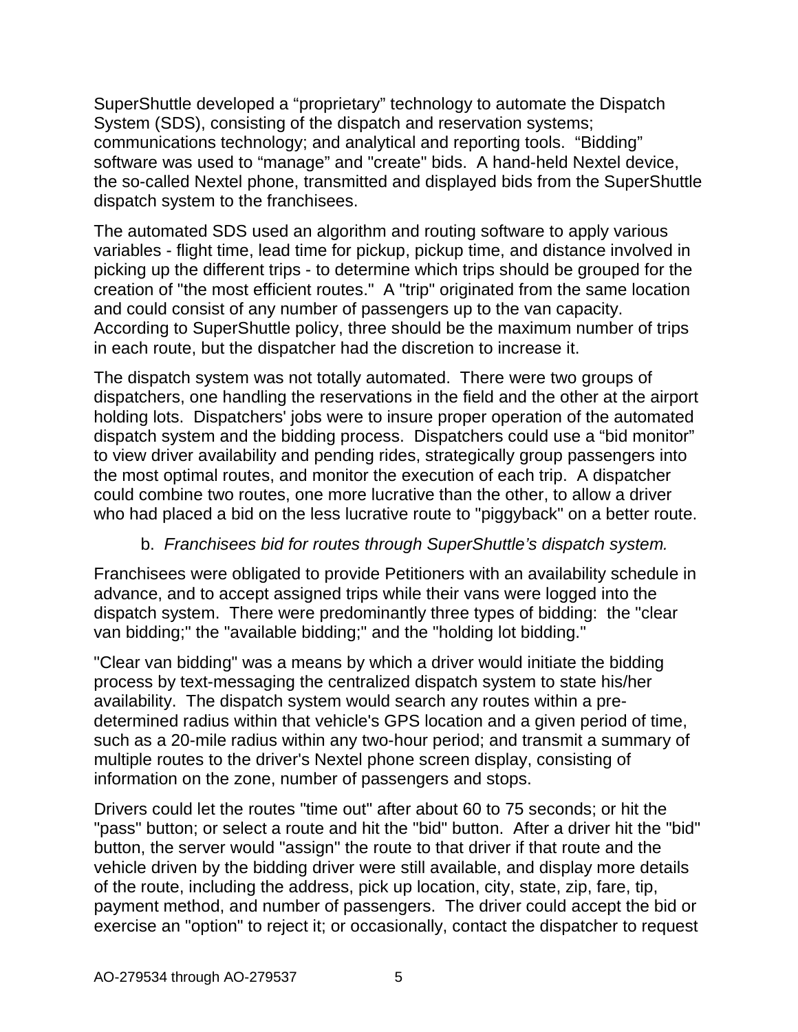SuperShuttle developed a "proprietary" technology to automate the Dispatch System (SDS), consisting of the dispatch and reservation systems; communications technology; and analytical and reporting tools. "Bidding" software was used to "manage" and "create" bids. A hand-held Nextel device, the so-called Nextel phone, transmitted and displayed bids from the SuperShuttle dispatch system to the franchisees.

The automated SDS used an algorithm and routing software to apply various variables - flight time, lead time for pickup, pickup time, and distance involved in picking up the different trips - to determine which trips should be grouped for the creation of "the most efficient routes." A "trip" originated from the same location and could consist of any number of passengers up to the van capacity. According to SuperShuttle policy, three should be the maximum number of trips in each route, but the dispatcher had the discretion to increase it.

The dispatch system was not totally automated. There were two groups of dispatchers, one handling the reservations in the field and the other at the airport holding lots. Dispatchers' jobs were to insure proper operation of the automated dispatch system and the bidding process. Dispatchers could use a "bid monitor" to view driver availability and pending rides, strategically group passengers into the most optimal routes, and monitor the execution of each trip. A dispatcher could combine two routes, one more lucrative than the other, to allow a driver who had placed a bid on the less lucrative route to "piggyback" on a better route.

b. *Franchisees bid for routes through SuperShuttle's dispatch system.*

Franchisees were obligated to provide Petitioners with an availability schedule in advance, and to accept assigned trips while their vans were logged into the dispatch system. There were predominantly three types of bidding: the "clear van bidding;" the "available bidding;" and the "holding lot bidding."

"Clear van bidding" was a means by which a driver would initiate the bidding process by text-messaging the centralized dispatch system to state his/her availability. The dispatch system would search any routes within a pre-determined radius within that vehicle's GPS location and a given period of time, such as a 20-mile radius within any two-hour period; and transmit a summary of multiple routes to the driver's Nextel phone screen display, consisting of information on the zone, number of passengers and stops.

Drivers could let the routes "time out" after about 60 to 75 seconds; or hit the "pass" button; or select a route and hit the "bid" button. After a driver hit the "bid" button, the server would "assign" the route to that driver if that route and the vehicle driven by the bidding driver were still available, and display more details of the route, including the address, pick up location, city, state, zip, fare, tip, payment method, and number of passengers. The driver could accept the bid or exercise an "option" to reject it; or occasionally, contact the dispatcher to request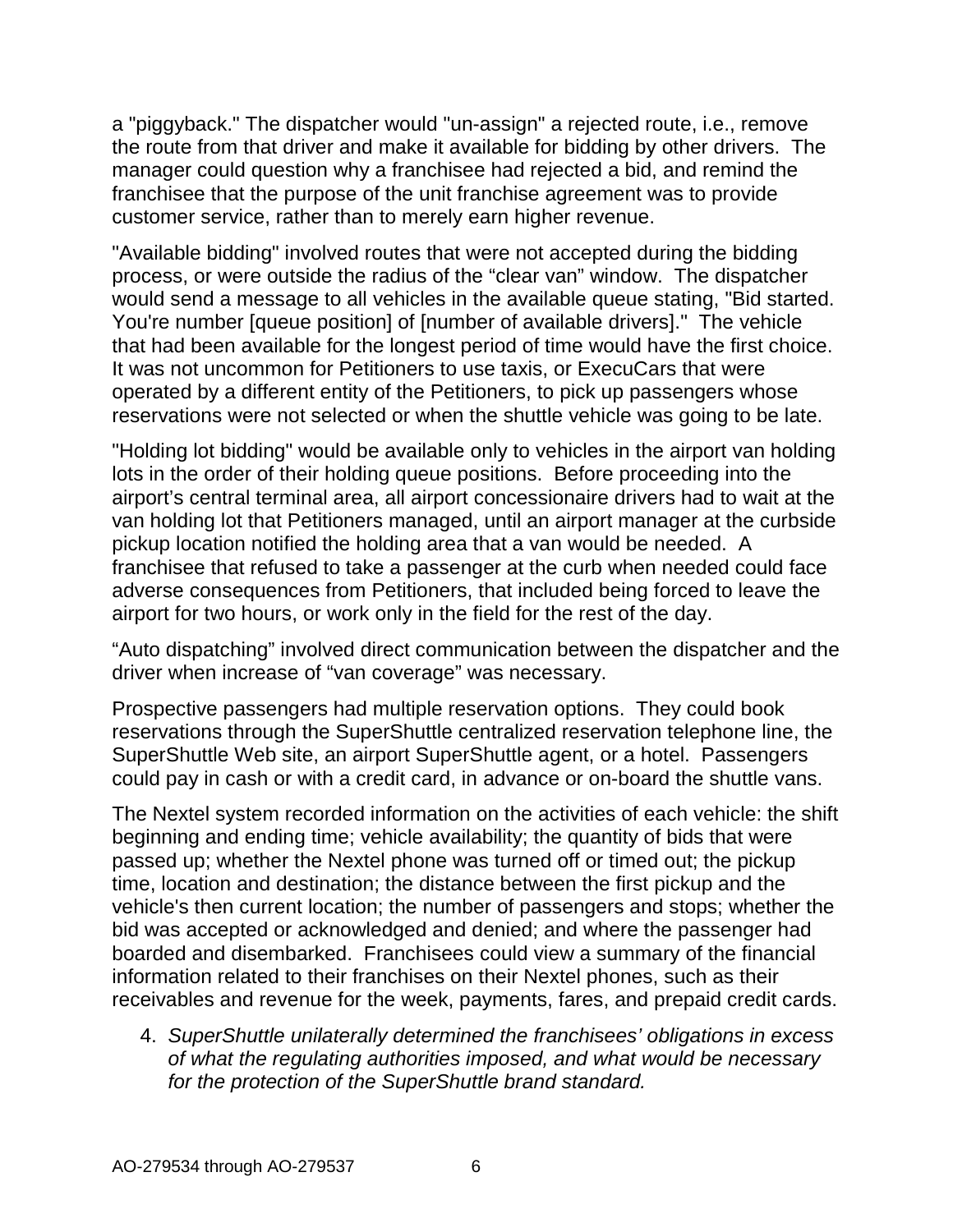a "piggyback." The dispatcher would "un-assign" a rejected route, i.e., remove the route from that driver and make it available for bidding by other drivers. The manager could question why a franchisee had rejected a bid, and remind the franchisee that the purpose of the unit franchise agreement was to provide customer service, rather than to merely earn higher revenue.

"Available bidding" involved routes that were not accepted during the bidding process, or were outside the radius of the “clear van” window. The dispatcher would send a message to all vehicles in the available queue stating, "Bid started. You're number [queue position] of [number of available drivers]." The vehicle that had been available for the longest period of time would have the first choice. It was not uncommon for Petitioners to use taxis, or ExecuCars that were operated by a different entity of the Petitioners, to pick up passengers whose reservations were not selected or when the shuttle vehicle was going to be late.

"Holding lot bidding" would be available only to vehicles in the airport van holding lots in the order of their holding queue positions. Before proceeding into the airport’s central terminal area, all airport concessionaire drivers had to wait at the van holding lot that Petitioners managed, until an airport manager at the curbside pickup location notified the holding area that a van would be needed. A franchisee that refused to take a passenger at the curb when needed could face adverse consequences from Petitioners, that included being forced to leave the airport for two hours, or work only in the field for the rest of the day.

“Auto dispatching” involved direct communication between the dispatcher and the driver when increase of “van coverage” was necessary.

Prospective passengers had multiple reservation options. They could book reservations through the SuperShuttle centralized reservation telephone line, the SuperShuttle Web site, an airport SuperShuttle agent, or a hotel. Passengers could pay in cash or with a credit card, in advance or on-board the shuttle vans.

The Nextel system recorded information on the activities of each vehicle: the shift beginning and ending time; vehicle availability; the quantity of bids that were passed up; whether the Nextel phone was turned off or timed out; the pickup time, location and destination; the distance between the first pickup and the vehicle's then current location; the number of passengers and stops; whether the bid was accepted or acknowledged and denied; and where the passenger had boarded and disembarked. Franchisees could view a summary of the financial information related to their franchises on their Nextel phones, such as their receivables and revenue for the week, payments, fares, and prepaid credit cards.

4. *SuperShuttle unilaterally determined the franchisees’ obligations in excess of what the regulating authorities imposed, and what would be necessary for the protection of the SuperShuttle brand standard.*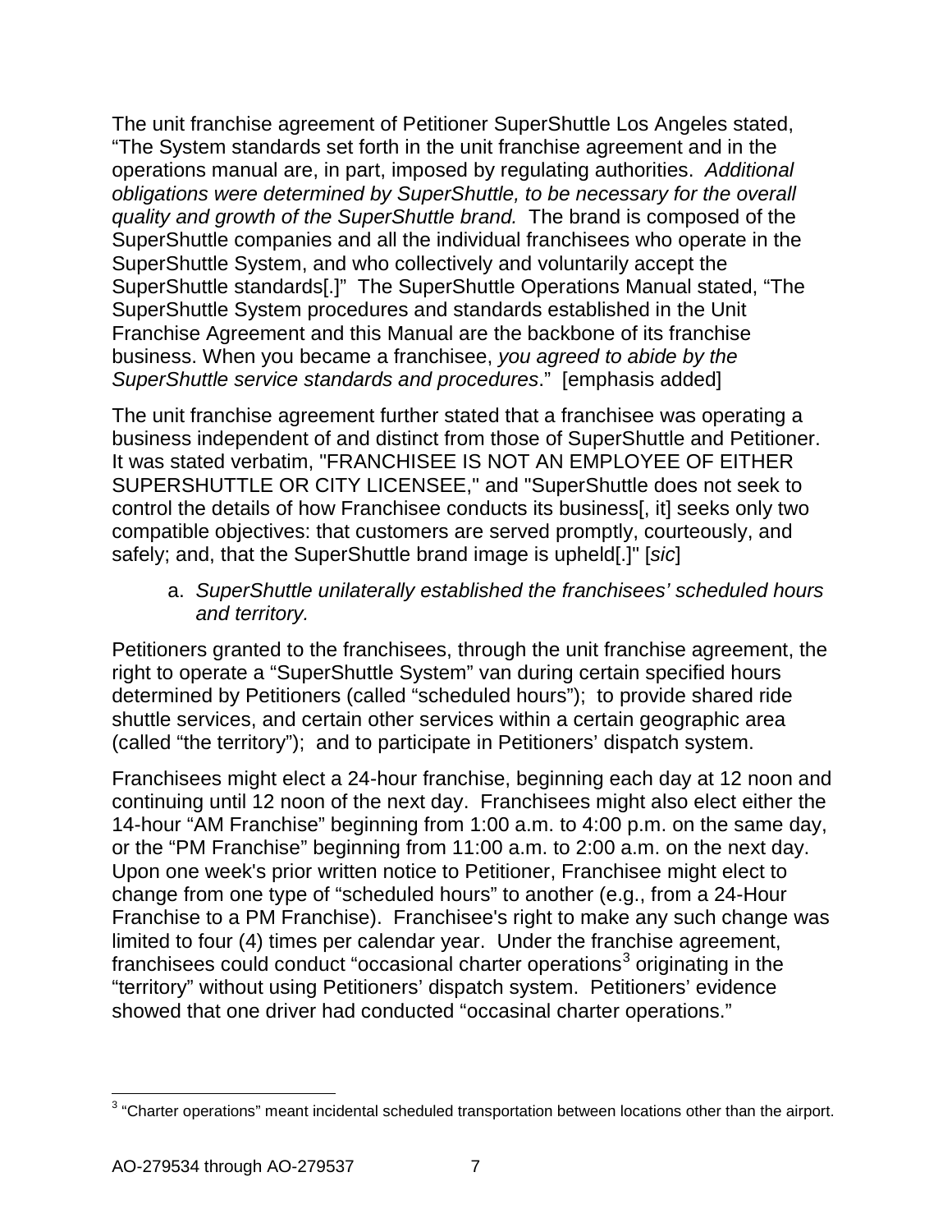The unit franchise agreement of Petitioner SuperShuttle Los Angeles stated, "The System standards set forth in the unit franchise agreement and in the operations manual are, in part, imposed by regulating authorities. *Additional obligations were determined by SuperShuttle, to be necessary for the overall quality and growth of the SuperShuttle brand.* The brand is composed of the SuperShuttle companies and all the individual franchisees who operate in the SuperShuttle System, and who collectively and voluntarily accept the SuperShuttle standards[.]" The SuperShuttle Operations Manual stated, "The SuperShuttle System procedures and standards established in the Unit Franchise Agreement and this Manual are the backbone of its franchise business. When you became a franchisee, *you agreed to abide by the SuperShuttle service standards and procedures*." [emphasis added]

The unit franchise agreement further stated that a franchisee was operating a business independent of and distinct from those of SuperShuttle and Petitioner. It was stated verbatim, "FRANCHISEE IS NOT AN EMPLOYEE OF EITHER SUPERSHUTTLE OR CITY LICENSEE," and "SuperShuttle does not seek to control the details of how Franchisee conducts its business[, it] seeks only two compatible objectives: that customers are served promptly, courteously, and safely; and, that the SuperShuttle brand image is upheld[.]" [*sic*]

a. *SuperShuttle unilaterally established the franchisees' scheduled hours and territory.*

Petitioners granted to the franchisees, through the unit franchise agreement, the right to operate a "SuperShuttle System" van during certain specified hours determined by Petitioners (called "scheduled hours"); to provide shared ride shuttle services, and certain other services within a certain geographic area (called "the territory"); and to participate in Petitioners' dispatch system.

Franchisees might elect a 24-hour franchise, beginning each day at 12 noon and continuing until 12 noon of the next day. Franchisees might also elect either the 14-hour "AM Franchise" beginning from 1:00 a.m. to 4:00 p.m. on the same day, or the "PM Franchise" beginning from 11:00 a.m. to 2:00 a.m. on the next day. Upon one week's prior written notice to Petitioner, Franchisee might elect to change from one type of "scheduled hours" to another (e.g., from a 24-Hour Franchise to a PM Franchise). Franchisee's right to make any such change was limited to four (4) times per calendar year. Under the franchise agreement, franchisees could conduct "occasional charter operations[3] originating in the "territory" without using Petitioners' dispatch system. Petitioners' evidence showed that one driver had conducted "occasinal charter operations."

[3] "Charter operations" meant incidental scheduled transportation between locations other than the airport.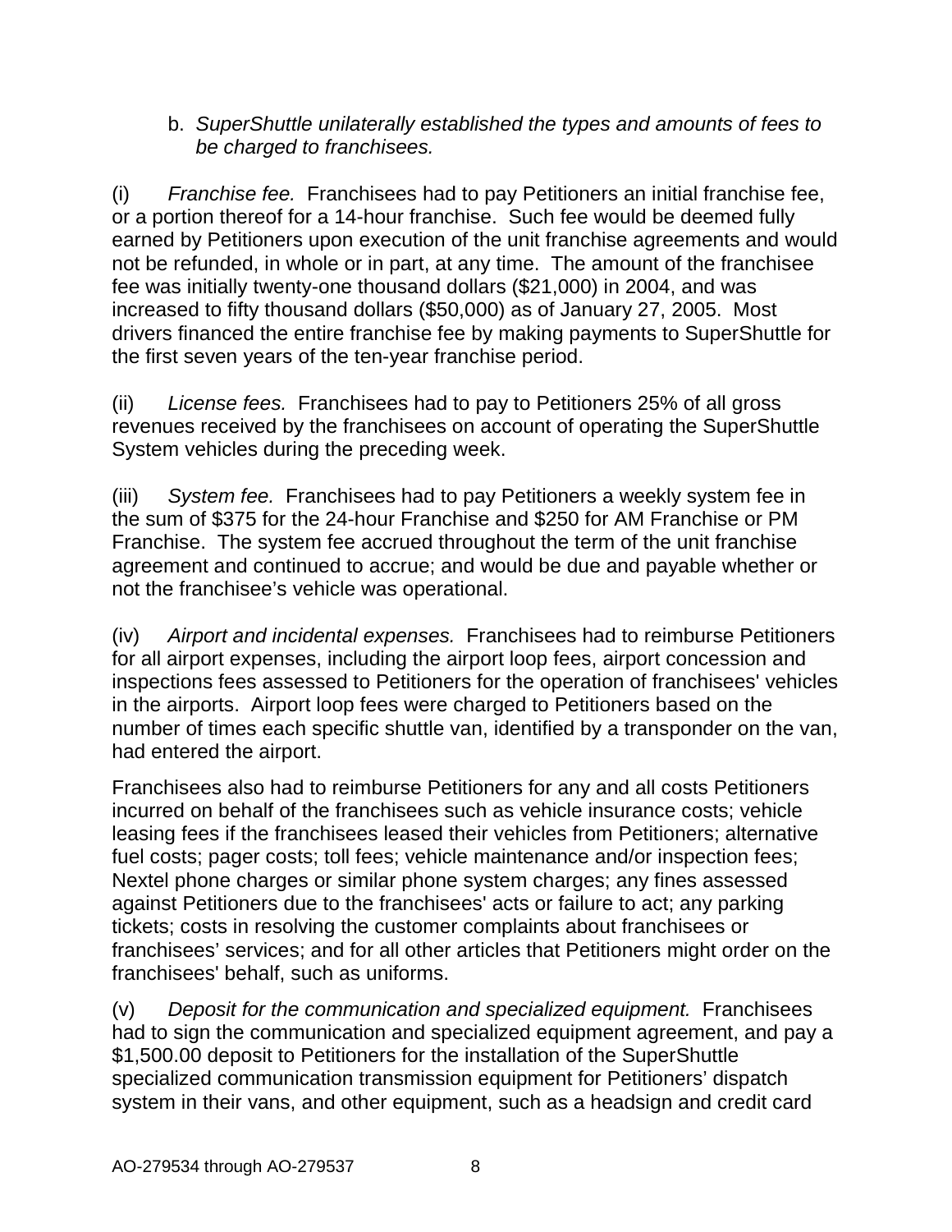b. *SuperShuttle unilaterally established the types and amounts of fees to be charged to franchisees.*

(i) *Franchise fee.* Franchisees had to pay Petitioners an initial franchise fee, or a portion thereof for a 14-hour franchise. Such fee would be deemed fully earned by Petitioners upon execution of the unit franchise agreements and would not be refunded, in whole or in part, at any time. The amount of the franchisee fee was initially twenty-one thousand dollars ($21,000) in 2004, and was increased to fifty thousand dollars ($50,000) as of January 27, 2005. Most drivers financed the entire franchise fee by making payments to SuperShuttle for the first seven years of the ten-year franchise period.

(ii) *License fees.* Franchisees had to pay to Petitioners 25% of all gross revenues received by the franchisees on account of operating the SuperShuttle System vehicles during the preceding week.

(iii) *System fee.* Franchisees had to pay Petitioners a weekly system fee in the sum of $375 for the 24-hour Franchise and $250 for AM Franchise or PM Franchise. The system fee accrued throughout the term of the unit franchise agreement and continued to accrue; and would be due and payable whether or not the franchisee's vehicle was operational.

(iv) *Airport and incidental expenses.* Franchisees had to reimburse Petitioners for all airport expenses, including the airport loop fees, airport concession and inspections fees assessed to Petitioners for the operation of franchisees' vehicles in the airports. Airport loop fees were charged to Petitioners based on the number of times each specific shuttle van, identified by a transponder on the van, had entered the airport.

Franchisees also had to reimburse Petitioners for any and all costs Petitioners incurred on behalf of the franchisees such as vehicle insurance costs; vehicle leasing fees if the franchisees leased their vehicles from Petitioners; alternative fuel costs; pager costs; toll fees; vehicle maintenance and/or inspection fees; Nextel phone charges or similar phone system charges; any fines assessed against Petitioners due to the franchisees' acts or failure to act; any parking tickets; costs in resolving the customer complaints about franchisees or franchisees' services; and for all other articles that Petitioners might order on the franchisees' behalf, such as uniforms.

(v) *Deposit for the communication and specialized equipment.* Franchisees had to sign the communication and specialized equipment agreement, and pay a $1,500.00 deposit to Petitioners for the installation of the SuperShuttle specialized communication transmission equipment for Petitioners' dispatch system in their vans, and other equipment, such as a headsign and credit card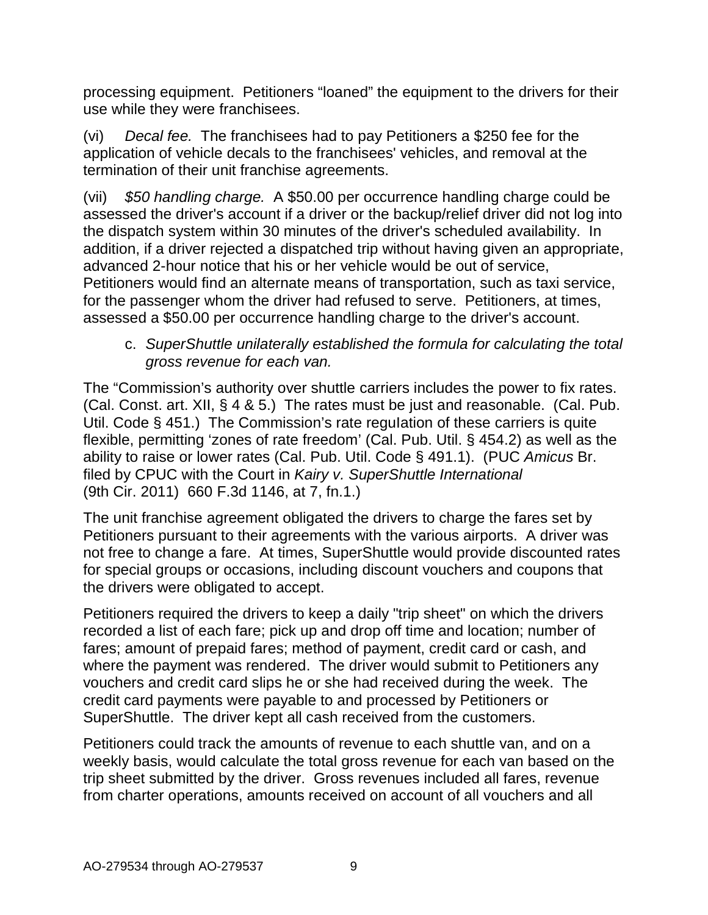processing equipment. Petitioners "loaned" the equipment to the drivers for their use while they were franchisees.

(vi) *Decal fee.* The franchisees had to pay Petitioners a $250 fee for the application of vehicle decals to the franchisees' vehicles, and removal at the termination of their unit franchise agreements.

(vii) *$50 handling charge.* A $50.00 per occurrence handling charge could be assessed the driver's account if a driver or the backup/relief driver did not log into the dispatch system within 30 minutes of the driver's scheduled availability. In addition, if a driver rejected a dispatched trip without having given an appropriate, advanced 2-hour notice that his or her vehicle would be out of service, Petitioners would find an alternate means of transportation, such as taxi service, for the passenger whom the driver had refused to serve. Petitioners, at times, assessed a $50.00 per occurrence handling charge to the driver's account.

c. *SuperShuttle unilaterally established the formula for calculating the total gross revenue for each van.*

The "Commission's authority over shuttle carriers includes the power to fix rates. (Cal. Const. art. XII, § 4 & 5.) The rates must be just and reasonable. (Cal. Pub. Util. Code § 451.) The Commission's rate regulation of these carriers is quite flexible, permitting 'zones of rate freedom' (Cal. Pub. Util. § 454.2) as well as the ability to raise or lower rates (Cal. Pub. Util. Code § 491.1). (PUC *Amicus* Br. filed by CPUC with the Court in *Kairy v. SuperShuttle International* (9th Cir. 2011) 660 F.3d 1146, at 7, fn.1.)

The unit franchise agreement obligated the drivers to charge the fares set by Petitioners pursuant to their agreements with the various airports. A driver was not free to change a fare. At times, SuperShuttle would provide discounted rates for special groups or occasions, including discount vouchers and coupons that the drivers were obligated to accept.

Petitioners required the drivers to keep a daily "trip sheet" on which the drivers recorded a list of each fare; pick up and drop off time and location; number of fares; amount of prepaid fares; method of payment, credit card or cash, and where the payment was rendered. The driver would submit to Petitioners any vouchers and credit card slips he or she had received during the week. The credit card payments were payable to and processed by Petitioners or SuperShuttle. The driver kept all cash received from the customers.

Petitioners could track the amounts of revenue to each shuttle van, and on a weekly basis, would calculate the total gross revenue for each van based on the trip sheet submitted by the driver. Gross revenues included all fares, revenue from charter operations, amounts received on account of all vouchers and all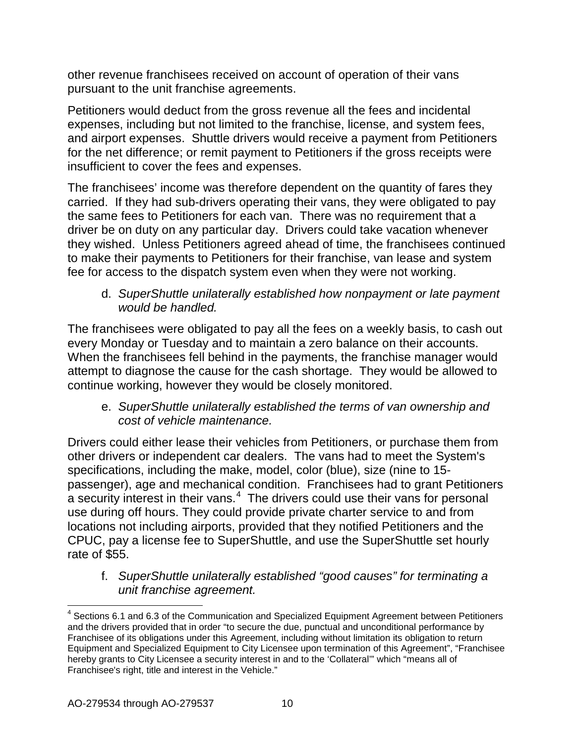other revenue franchisees received on account of operation of their vans pursuant to the unit franchise agreements.

Petitioners would deduct from the gross revenue all the fees and incidental expenses, including but not limited to the franchise, license, and system fees, and airport expenses. Shuttle drivers would receive a payment from Petitioners for the net difference; or remit payment to Petitioners if the gross receipts were insufficient to cover the fees and expenses.

The franchisees' income was therefore dependent on the quantity of fares they carried. If they had sub-drivers operating their vans, they were obligated to pay the same fees to Petitioners for each van. There was no requirement that a driver be on duty on any particular day. Drivers could take vacation whenever they wished. Unless Petitioners agreed ahead of time, the franchisees continued to make their payments to Petitioners for their franchise, van lease and system fee for access to the dispatch system even when they were not working.

d. *SuperShuttle unilaterally established how nonpayment or late payment would be handled.*

The franchisees were obligated to pay all the fees on a weekly basis, to cash out every Monday or Tuesday and to maintain a zero balance on their accounts. When the franchisees fell behind in the payments, the franchise manager would attempt to diagnose the cause for the cash shortage. They would be allowed to continue working, however they would be closely monitored.

e. *SuperShuttle unilaterally established the terms of van ownership and cost of vehicle maintenance.*

Drivers could either lease their vehicles from Petitioners, or purchase them from other drivers or independent car dealers. The vans had to meet the System's specifications, including the make, model, color (blue), size (nine to 15-passenger), age and mechanical condition. Franchisees had to grant Petitioners a security interest in their vans.[4] The drivers could use their vans for personal use during off hours. They could provide private charter service to and from locations not including airports, provided that they notified Petitioners and the CPUC, pay a license fee to SuperShuttle, and use the SuperShuttle set hourly rate of $55.

f. *SuperShuttle unilaterally established "good causes" for terminating a unit franchise agreement.*

---

[4] Sections 6.1 and 6.3 of the Communication and Specialized Equipment Agreement between Petitioners and the drivers provided that in order "to secure the due, punctual and unconditional performance by Franchisee of its obligations under this Agreement, including without limitation its obligation to return Equipment and Specialized Equipment to City Licensee upon termination of this Agreement", "Franchisee hereby grants to City Licensee a security interest in and to the 'Collateral'" which "means all of Franchisee's right, title and interest in the Vehicle."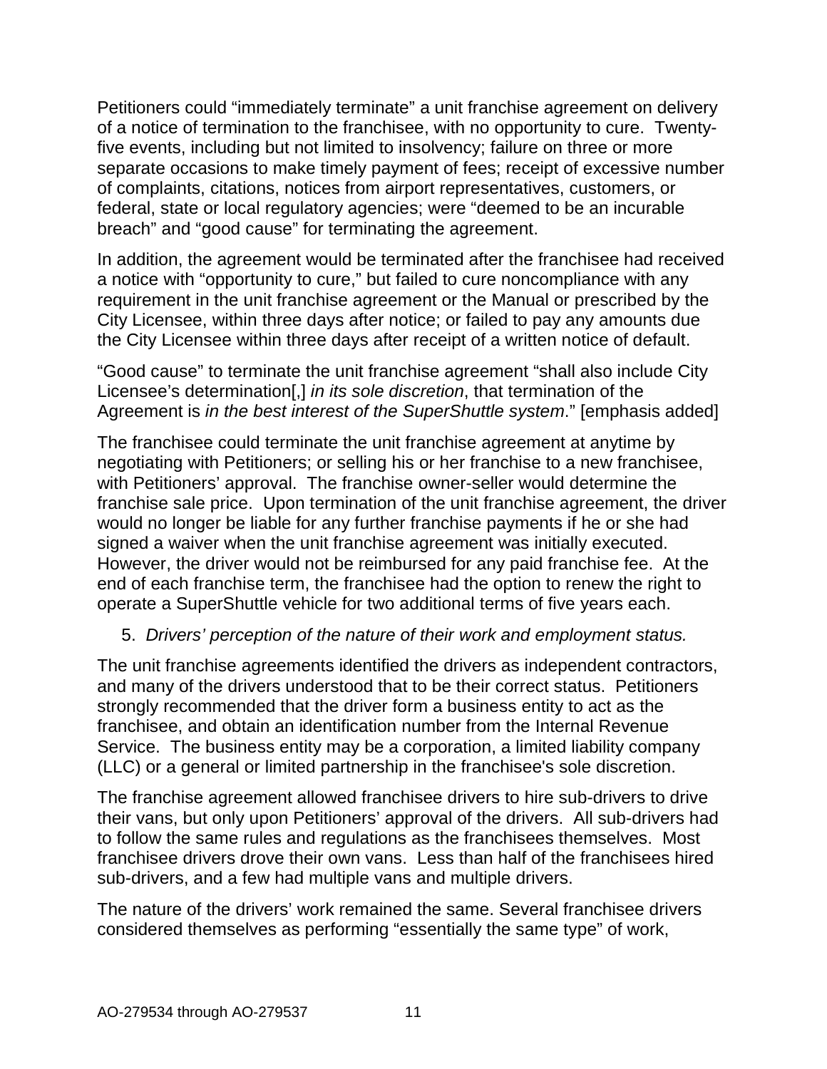Petitioners could “immediately terminate” a unit franchise agreement on delivery of a notice of termination to the franchisee, with no opportunity to cure. Twenty-five events, including but not limited to insolvency; failure on three or more separate occasions to make timely payment of fees; receipt of excessive number of complaints, citations, notices from airport representatives, customers, or federal, state or local regulatory agencies; were “deemed to be an incurable breach” and “good cause” for terminating the agreement.

In addition, the agreement would be terminated after the franchisee had received a notice with “opportunity to cure,” but failed to cure noncompliance with any requirement in the unit franchise agreement or the Manual or prescribed by the City Licensee, within three days after notice; or failed to pay any amounts due the City Licensee within three days after receipt of a written notice of default.

“Good cause” to terminate the unit franchise agreement “shall also include City Licensee’s determination[,] *in its sole discretion*, that termination of the Agreement is *in the best interest of the SuperShuttle system*.” [emphasis added]

The franchisee could terminate the unit franchise agreement at anytime by negotiating with Petitioners; or selling his or her franchise to a new franchisee, with Petitioners’ approval. The franchise owner-seller would determine the franchise sale price. Upon termination of the unit franchise agreement, the driver would no longer be liable for any further franchise payments if he or she had signed a waiver when the unit franchise agreement was initially executed. However, the driver would not be reimbursed for any paid franchise fee. At the end of each franchise term, the franchisee had the option to renew the right to operate a SuperShuttle vehicle for two additional terms of five years each.

5. *Drivers’ perception of the nature of their work and employment status.*

The unit franchise agreements identified the drivers as independent contractors, and many of the drivers understood that to be their correct status. Petitioners strongly recommended that the driver form a business entity to act as the franchisee, and obtain an identification number from the Internal Revenue Service. The business entity may be a corporation, a limited liability company (LLC) or a general or limited partnership in the franchisee's sole discretion.

The franchise agreement allowed franchisee drivers to hire sub-drivers to drive their vans, but only upon Petitioners’ approval of the drivers. All sub-drivers had to follow the same rules and regulations as the franchisees themselves. Most franchisee drivers drove their own vans. Less than half of the franchisees hired sub-drivers, and a few had multiple vans and multiple drivers.

The nature of the drivers’ work remained the same. Several franchisee drivers considered themselves as performing “essentially the same type” of work,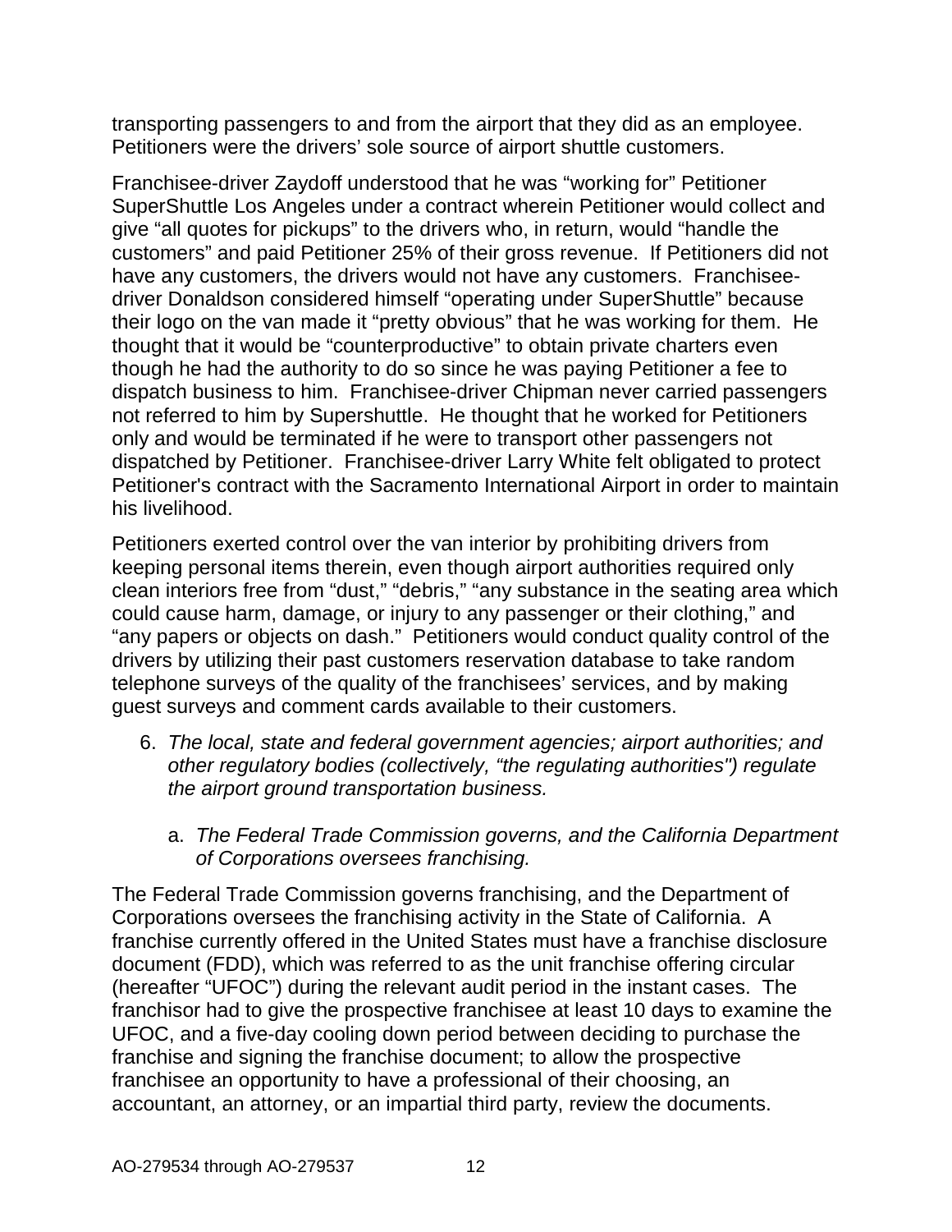transporting passengers to and from the airport that they did as an employee. Petitioners were the drivers' sole source of airport shuttle customers.

Franchisee-driver Zaydoff understood that he was "working for" Petitioner SuperShuttle Los Angeles under a contract wherein Petitioner would collect and give "all quotes for pickups" to the drivers who, in return, would "handle the customers" and paid Petitioner 25% of their gross revenue. If Petitioners did not have any customers, the drivers would not have any customers. Franchisee-driver Donaldson considered himself "operating under SuperShuttle" because their logo on the van made it "pretty obvious" that he was working for them. He thought that it would be "counterproductive" to obtain private charters even though he had the authority to do so since he was paying Petitioner a fee to dispatch business to him. Franchisee-driver Chipman never carried passengers not referred to him by Supershuttle. He thought that he worked for Petitioners only and would be terminated if he were to transport other passengers not dispatched by Petitioner. Franchisee-driver Larry White felt obligated to protect Petitioner's contract with the Sacramento International Airport in order to maintain his livelihood.

Petitioners exerted control over the van interior by prohibiting drivers from keeping personal items therein, even though airport authorities required only clean interiors free from "dust," "debris," "any substance in the seating area which could cause harm, damage, or injury to any passenger or their clothing," and "any papers or objects on dash." Petitioners would conduct quality control of the drivers by utilizing their past customers reservation database to take random telephone surveys of the quality of the franchisees' services, and by making guest surveys and comment cards available to their customers.

6. *The local, state and federal government agencies; airport authorities; and other regulatory bodies (collectively, "the regulating authorities") regulate the airport ground transportation business.*

    a. *The Federal Trade Commission governs, and the California Department of Corporations oversees franchising.*

The Federal Trade Commission governs franchising, and the Department of Corporations oversees the franchising activity in the State of California. A franchise currently offered in the United States must have a franchise disclosure document (FDD), which was referred to as the unit franchise offering circular (hereafter "UFOC") during the relevant audit period in the instant cases. The franchisor had to give the prospective franchisee at least 10 days to examine the UFOC, and a five-day cooling down period between deciding to purchase the franchise and signing the franchise document; to allow the prospective franchisee an opportunity to have a professional of their choosing, an accountant, an attorney, or an impartial third party, review the documents.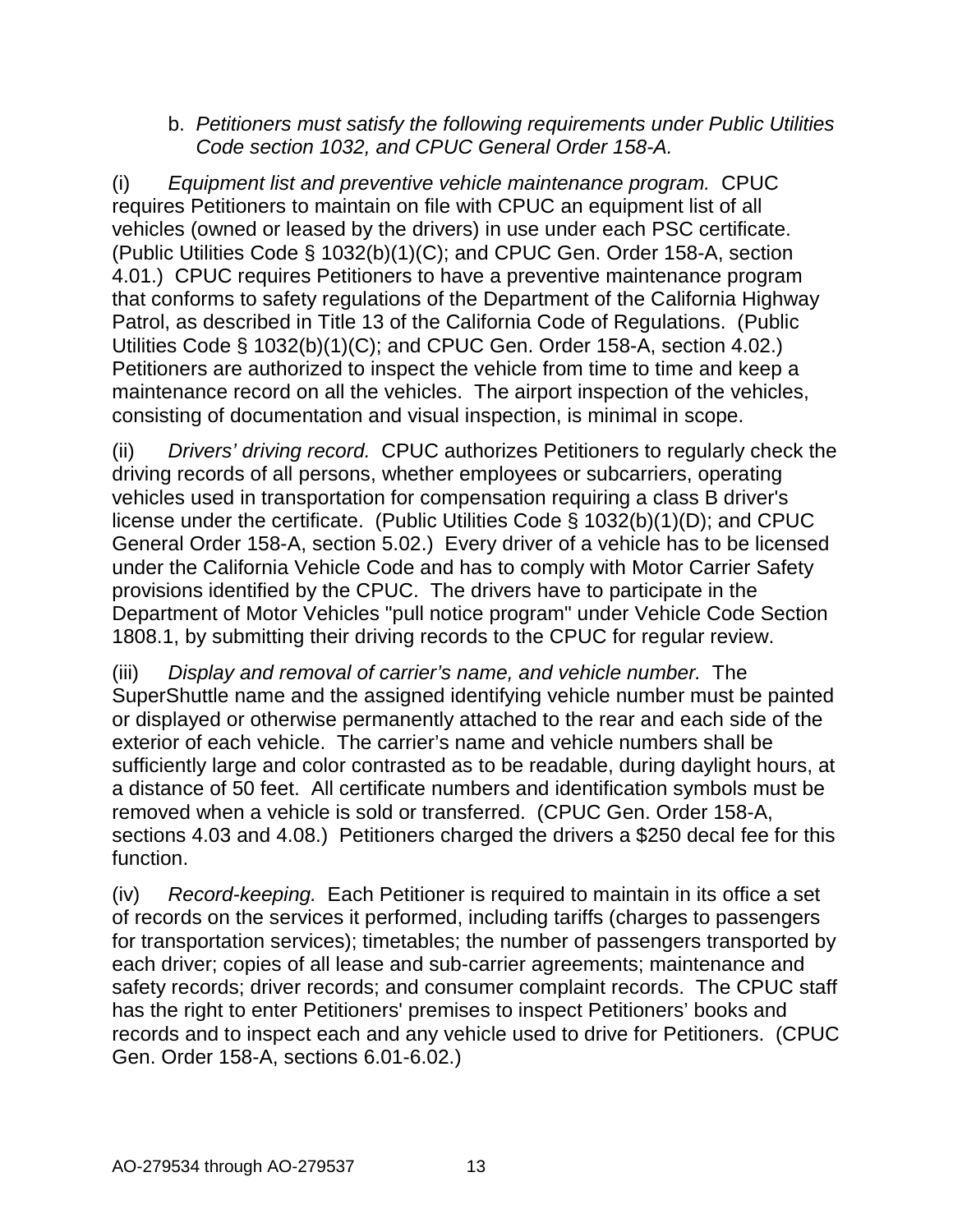b. *Petitioners must satisfy the following requirements under Public Utilities Code section 1032, and CPUC General Order 158-A.*

(i) *Equipment list and preventive vehicle maintenance program.* CPUC requires Petitioners to maintain on file with CPUC an equipment list of all vehicles (owned or leased by the drivers) in use under each PSC certificate. (Public Utilities Code § 1032(b)(1)(C); and CPUC Gen. Order 158-A, section 4.01.) CPUC requires Petitioners to have a preventive maintenance program that conforms to safety regulations of the Department of the California Highway Patrol, as described in Title 13 of the California Code of Regulations. (Public Utilities Code § 1032(b)(1)(C); and CPUC Gen. Order 158-A, section 4.02.) Petitioners are authorized to inspect the vehicle from time to time and keep a maintenance record on all the vehicles. The airport inspection of the vehicles, consisting of documentation and visual inspection, is minimal in scope.

(ii) *Drivers' driving record.* CPUC authorizes Petitioners to regularly check the driving records of all persons, whether employees or subcarriers, operating vehicles used in transportation for compensation requiring a class B driver's license under the certificate. (Public Utilities Code § 1032(b)(1)(D); and CPUC General Order 158-A, section 5.02.) Every driver of a vehicle has to be licensed under the California Vehicle Code and has to comply with Motor Carrier Safety provisions identified by the CPUC. The drivers have to participate in the Department of Motor Vehicles "pull notice program" under Vehicle Code Section 1808.1, by submitting their driving records to the CPUC for regular review.

(iii) *Display and removal of carrier's name, and vehicle number.* The SuperShuttle name and the assigned identifying vehicle number must be painted or displayed or otherwise permanently attached to the rear and each side of the exterior of each vehicle. The carrier's name and vehicle numbers shall be sufficiently large and color contrasted as to be readable, during daylight hours, at a distance of 50 feet. All certificate numbers and identification symbols must be removed when a vehicle is sold or transferred. (CPUC Gen. Order 158-A, sections 4.03 and 4.08.) Petitioners charged the drivers a $250 decal fee for this function.

(iv) *Record-keeping.* Each Petitioner is required to maintain in its office a set of records on the services it performed, including tariffs (charges to passengers for transportation services); timetables; the number of passengers transported by each driver; copies of all lease and sub-carrier agreements; maintenance and safety records; driver records; and consumer complaint records. The CPUC staff has the right to enter Petitioners' premises to inspect Petitioners' books and records and to inspect each and any vehicle used to drive for Petitioners. (CPUC Gen. Order 158-A, sections 6.01-6.02.)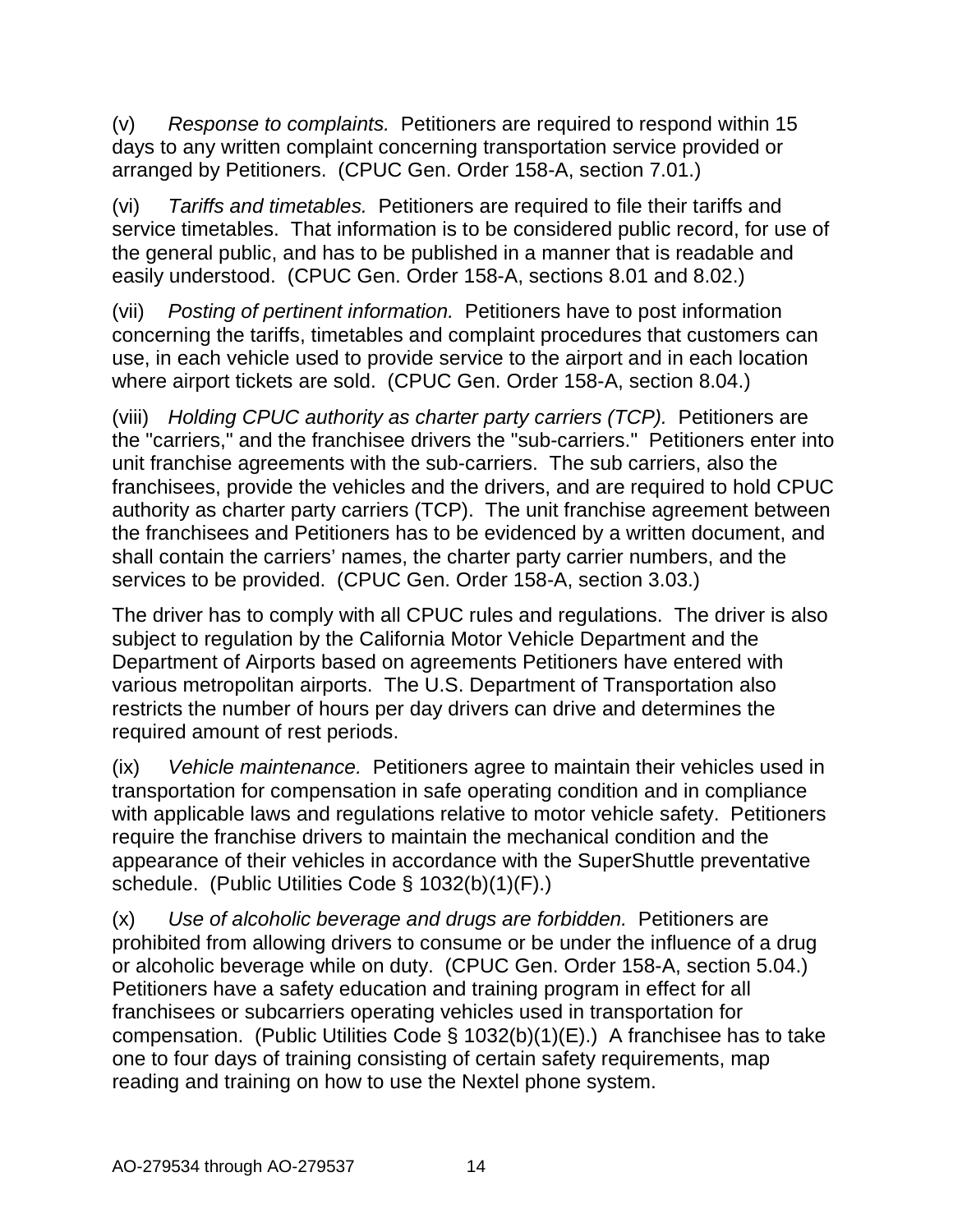(v) *Response to complaints.* Petitioners are required to respond within 15 days to any written complaint concerning transportation service provided or arranged by Petitioners. (CPUC Gen. Order 158-A, section 7.01.)

(vi) *Tariffs and timetables.* Petitioners are required to file their tariffs and service timetables. That information is to be considered public record, for use of the general public, and has to be published in a manner that is readable and easily understood. (CPUC Gen. Order 158-A, sections 8.01 and 8.02.)

(vii) *Posting of pertinent information.* Petitioners have to post information concerning the tariffs, timetables and complaint procedures that customers can use, in each vehicle used to provide service to the airport and in each location where airport tickets are sold. (CPUC Gen. Order 158-A, section 8.04.)

(viii) *Holding CPUC authority as charter party carriers (TCP).* Petitioners are the "carriers," and the franchisee drivers the "sub-carriers." Petitioners enter into unit franchise agreements with the sub-carriers. The sub carriers, also the franchisees, provide the vehicles and the drivers, and are required to hold CPUC authority as charter party carriers (TCP). The unit franchise agreement between the franchisees and Petitioners has to be evidenced by a written document, and shall contain the carriers' names, the charter party carrier numbers, and the services to be provided. (CPUC Gen. Order 158-A, section 3.03.)

The driver has to comply with all CPUC rules and regulations. The driver is also subject to regulation by the California Motor Vehicle Department and the Department of Airports based on agreements Petitioners have entered with various metropolitan airports. The U.S. Department of Transportation also restricts the number of hours per day drivers can drive and determines the required amount of rest periods.

(ix) *Vehicle maintenance.* Petitioners agree to maintain their vehicles used in transportation for compensation in safe operating condition and in compliance with applicable laws and regulations relative to motor vehicle safety. Petitioners require the franchise drivers to maintain the mechanical condition and the appearance of their vehicles in accordance with the SuperShuttle preventative schedule. (Public Utilities Code § 1032(b)(1)(F).)

(x) *Use of alcoholic beverage and drugs are forbidden.* Petitioners are prohibited from allowing drivers to consume or be under the influence of a drug or alcoholic beverage while on duty. (CPUC Gen. Order 158-A, section 5.04.) Petitioners have a safety education and training program in effect for all franchisees or subcarriers operating vehicles used in transportation for compensation. (Public Utilities Code § 1032(b)(1)(E).) A franchisee has to take one to four days of training consisting of certain safety requirements, map reading and training on how to use the Nextel phone system.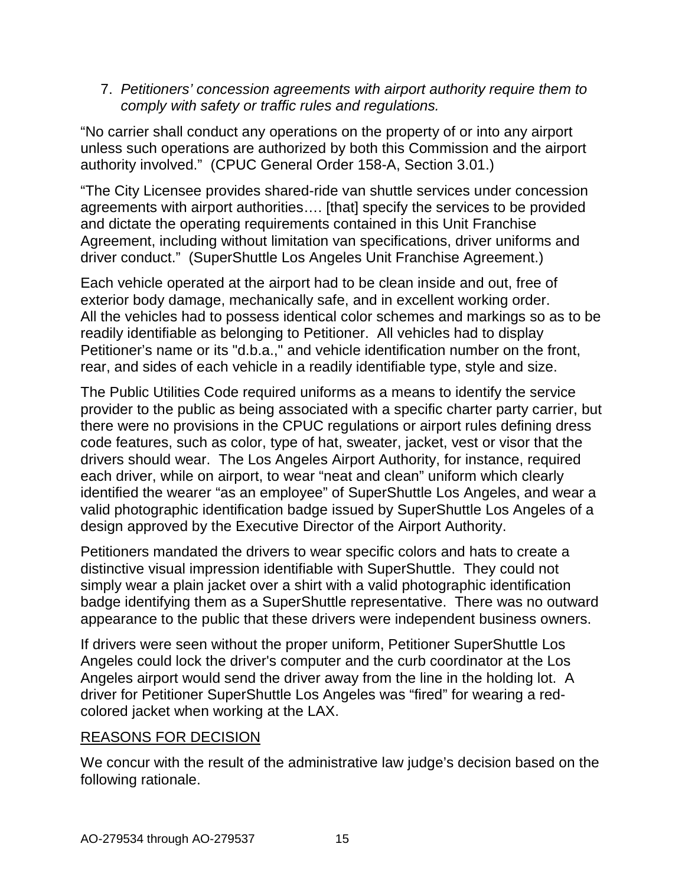7. *Petitioners' concession agreements with airport authority require them to comply with safety or traffic rules and regulations.*

"No carrier shall conduct any operations on the property of or into any airport unless such operations are authorized by both this Commission and the airport authority involved." (CPUC General Order 158-A, Section 3.01.)

"The City Licensee provides shared-ride van shuttle services under concession agreements with airport authorities…. [that] specify the services to be provided and dictate the operating requirements contained in this Unit Franchise Agreement, including without limitation van specifications, driver uniforms and driver conduct." (SuperShuttle Los Angeles Unit Franchise Agreement.)

Each vehicle operated at the airport had to be clean inside and out, free of exterior body damage, mechanically safe, and in excellent working order. All the vehicles had to possess identical color schemes and markings so as to be readily identifiable as belonging to Petitioner. All vehicles had to display Petitioner's name or its "d.b.a.," and vehicle identification number on the front, rear, and sides of each vehicle in a readily identifiable type, style and size.

The Public Utilities Code required uniforms as a means to identify the service provider to the public as being associated with a specific charter party carrier, but there were no provisions in the CPUC regulations or airport rules defining dress code features, such as color, type of hat, sweater, jacket, vest or visor that the drivers should wear. The Los Angeles Airport Authority, for instance, required each driver, while on airport, to wear "neat and clean" uniform which clearly identified the wearer "as an employee" of SuperShuttle Los Angeles, and wear a valid photographic identification badge issued by SuperShuttle Los Angeles of a design approved by the Executive Director of the Airport Authority.

Petitioners mandated the drivers to wear specific colors and hats to create a distinctive visual impression identifiable with SuperShuttle. They could not simply wear a plain jacket over a shirt with a valid photographic identification badge identifying them as a SuperShuttle representative. There was no outward appearance to the public that these drivers were independent business owners.

If drivers were seen without the proper uniform, Petitioner SuperShuttle Los Angeles could lock the driver's computer and the curb coordinator at the Los Angeles airport would send the driver away from the line in the holding lot. A driver for Petitioner SuperShuttle Los Angeles was "fired" for wearing a red-colored jacket when working at the LAX.

## REASONS FOR DECISION

We concur with the result of the administrative law judge's decision based on the following rationale.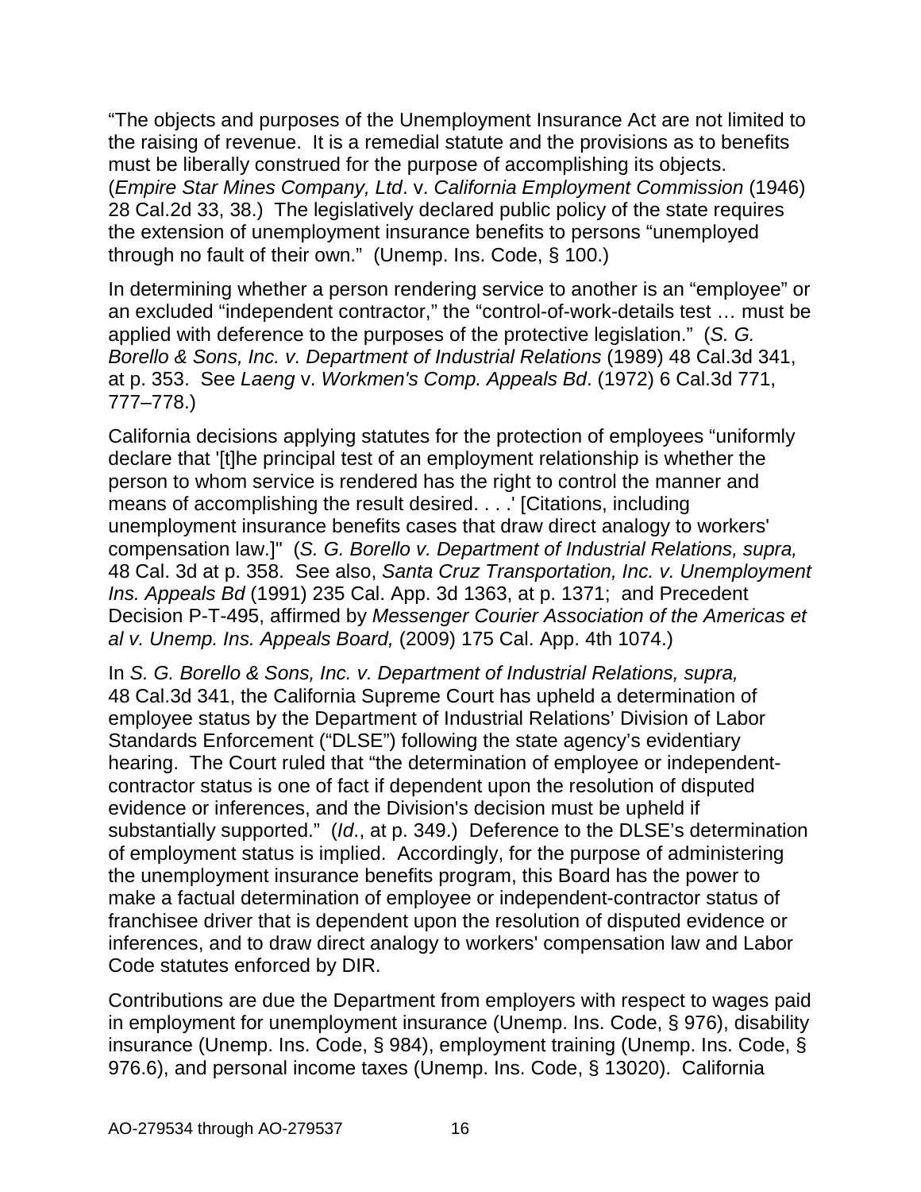“The objects and purposes of the Unemployment Insurance Act are not limited to the raising of revenue. It is a remedial statute and the provisions as to benefits must be liberally construed for the purpose of accomplishing its objects. (*Empire Star Mines Company, Ltd*. v. *California Employment Commission* (1946) 28 Cal.2d 33, 38.) The legislatively declared public policy of the state requires the extension of unemployment insurance benefits to persons “unemployed through no fault of their own.” (Unemp. Ins. Code, § 100.)

In determining whether a person rendering service to another is an “employee” or an excluded “independent contractor,” the “control-of-work-details test … must be applied with deference to the purposes of the protective legislation.” (*S. G. Borello & Sons, Inc. v. Department of Industrial Relations* (1989) 48 Cal.3d 341, at p. 353. See *Laeng* v. *Workmen's Comp. Appeals Bd*. (1972) 6 Cal.3d 771, 777–778.)

California decisions applying statutes for the protection of employees “uniformly declare that '[t]he principal test of an employment relationship is whether the person to whom service is rendered has the right to control the manner and means of accomplishing the result desired. . . .' [Citations, including unemployment insurance benefits cases that draw direct analogy to workers' compensation law.]" (*S. G. Borello v. Department of Industrial Relations, supra,* 48 Cal. 3d at p. 358. See also, *Santa Cruz Transportation, Inc. v. Unemployment Ins. Appeals Bd* (1991) 235 Cal. App. 3d 1363, at p. 1371; and Precedent Decision P-T-495, affirmed by *Messenger Courier Association of the Americas et al v. Unemp. Ins. Appeals Board,* (2009) 175 Cal. App. 4th 1074.)

In *S. G. Borello & Sons, Inc. v. Department of Industrial Relations, supra,* 48 Cal.3d 341, the California Supreme Court has upheld a determination of employee status by the Department of Industrial Relations’ Division of Labor Standards Enforcement (“DLSE”) following the state agency’s evidentiary hearing. The Court ruled that “the determination of employee or independent-contractor status is one of fact if dependent upon the resolution of disputed evidence or inferences, and the Division's decision must be upheld if substantially supported.” (*Id*., at p. 349.) Deference to the DLSE’s determination of employment status is implied. Accordingly, for the purpose of administering the unemployment insurance benefits program, this Board has the power to make a factual determination of employee or independent-contractor status of franchisee driver that is dependent upon the resolution of disputed evidence or inferences, and to draw direct analogy to workers' compensation law and Labor Code statutes enforced by DIR.

Contributions are due the Department from employers with respect to wages paid in employment for unemployment insurance (Unemp. Ins. Code, § 976), disability insurance (Unemp. Ins. Code, § 984), employment training (Unemp. Ins. Code, § 976.6), and personal income taxes (Unemp. Ins. Code, § 13020). California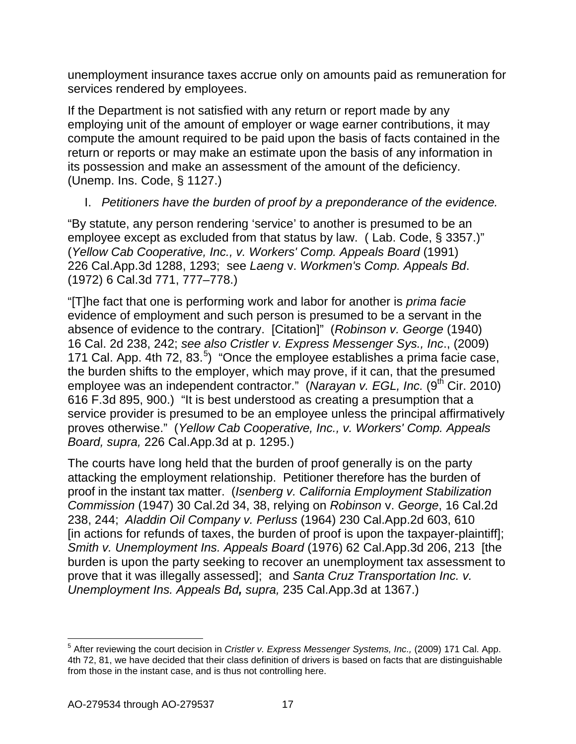unemployment insurance taxes accrue only on amounts paid as remuneration for services rendered by employees.

If the Department is not satisfied with any return or report made by any employing unit of the amount of employer or wage earner contributions, it may compute the amount required to be paid upon the basis of facts contained in the return or reports or may make an estimate upon the basis of any information in its possession and make an assessment of the amount of the deficiency. (Unemp. Ins. Code, § 1127.)

I. *Petitioners have the burden of proof by a preponderance of the evidence.*

"By statute, any person rendering 'service' to another is presumed to be an employee except as excluded from that status by law. ( Lab. Code, § 3357.)" (*Yellow Cab Cooperative, Inc., v. Workers' Comp. Appeals Board* (1991) 226 Cal.App.3d 1288, 1293; see *Laeng* v. *Workmen's Comp. Appeals Bd*. (1972) 6 Cal.3d 771, 777–778.)

"[T]he fact that one is performing work and labor for another is *prima facie* evidence of employment and such person is presumed to be a servant in the absence of evidence to the contrary. [Citation]" (*Robinson v. George* (1940) 16 Cal. 2d 238, 242; *see also Cristler v. Express Messenger Sys., Inc*., (2009) 171 Cal. App. 4th 72, 83.[5]) "Once the employee establishes a prima facie case, the burden shifts to the employer, which may prove, if it can, that the presumed employee was an independent contractor." (*Narayan v. EGL, Inc.* (9th Cir. 2010) 616 F.3d 895, 900.) "It is best understood as creating a presumption that a service provider is presumed to be an employee unless the principal affirmatively proves otherwise." (*Yellow Cab Cooperative, Inc., v. Workers' Comp. Appeals Board, supra,* 226 Cal.App.3d at p. 1295.)

The courts have long held that the burden of proof generally is on the party attacking the employment relationship. Petitioner therefore has the burden of proof in the instant tax matter. (*Isenberg v. California Employment Stabilization Commission* (1947) 30 Cal.2d 34, 38, relying on *Robinson* v. *George*, 16 Cal.2d 238, 244; *Aladdin Oil Company v. Perluss* (1964) 230 Cal.App.2d 603, 610 [in actions for refunds of taxes, the burden of proof is upon the taxpayer-plaintiff]; *Smith v. Unemployment Ins. Appeals Board* (1976) 62 Cal.App.3d 206, 213 [the burden is upon the party seeking to recover an unemployment tax assessment to prove that it was illegally assessed]; and *Santa Cruz Transportation Inc. v. Unemployment Ins. Appeals Bd***,** *supra,* 235 Cal.App.3d at 1367.)

---

[5] After reviewing the court decision in *Cristler v. Express Messenger Systems, Inc.,* (2009) 171 Cal. App. 4th 72, 81, we have decided that their class definition of drivers is based on facts that are distinguishable from those in the instant case, and is thus not controlling here.

AO-279534 through AO-279537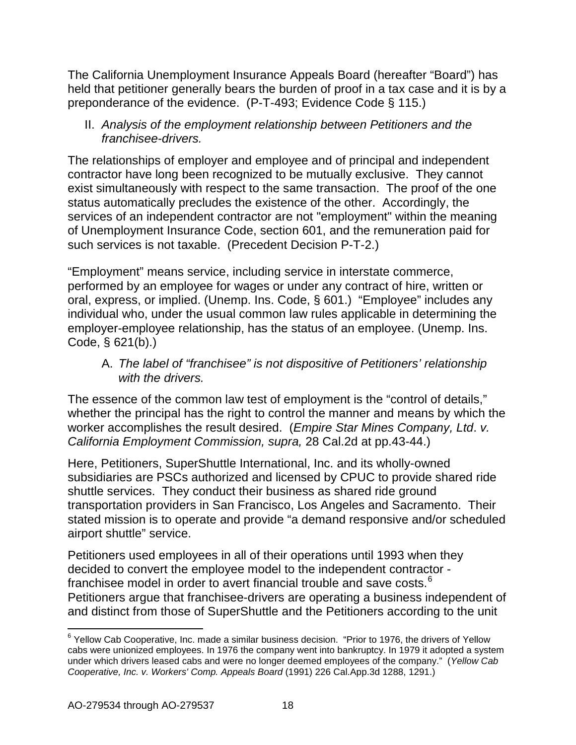The California Unemployment Insurance Appeals Board (hereafter "Board") has held that petitioner generally bears the burden of proof in a tax case and it is by a preponderance of the evidence. (P-T-493; Evidence Code § 115.)

II. *Analysis of the employment relationship between Petitioners and the franchisee-drivers.*

The relationships of employer and employee and of principal and independent contractor have long been recognized to be mutually exclusive. They cannot exist simultaneously with respect to the same transaction. The proof of the one status automatically precludes the existence of the other. Accordingly, the services of an independent contractor are not "employment" within the meaning of Unemployment Insurance Code, section 601, and the remuneration paid for such services is not taxable. (Precedent Decision P-T-2.)

"Employment" means service, including service in interstate commerce, performed by an employee for wages or under any contract of hire, written or oral, express, or implied. (Unemp. Ins. Code, § 601.) "Employee" includes any individual who, under the usual common law rules applicable in determining the employer-employee relationship, has the status of an employee. (Unemp. Ins. Code, § 621(b).)

A. *The label of "franchisee" is not dispositive of Petitioners' relationship with the drivers.*

The essence of the common law test of employment is the "control of details," whether the principal has the right to control the manner and means by which the worker accomplishes the result desired. (*Empire Star Mines Company, Ltd. v. California Employment Commission, supra,* 28 Cal.2d at pp.43-44.)

Here, Petitioners, SuperShuttle International, Inc. and its wholly-owned subsidiaries are PSCs authorized and licensed by CPUC to provide shared ride shuttle services. They conduct their business as shared ride ground transportation providers in San Francisco, Los Angeles and Sacramento. Their stated mission is to operate and provide "a demand responsive and/or scheduled airport shuttle" service.

Petitioners used employees in all of their operations until 1993 when they decided to convert the employee model to the independent contractor - franchisee model in order to avert financial trouble and save costs.[6] Petitioners argue that franchisee-drivers are operating a business independent of and distinct from those of SuperShuttle and the Petitioners according to the unit

[6] Yellow Cab Cooperative, Inc. made a similar business decision. "Prior to 1976, the drivers of Yellow cabs were unionized employees. In 1976 the company went into bankruptcy. In 1979 it adopted a system under which drivers leased cabs and were no longer deemed employees of the company." (*Yellow Cab Cooperative, Inc. v. Workers' Comp. Appeals Board* (1991) 226 Cal.App.3d 1288, 1291.)

AO-279534 through AO-279537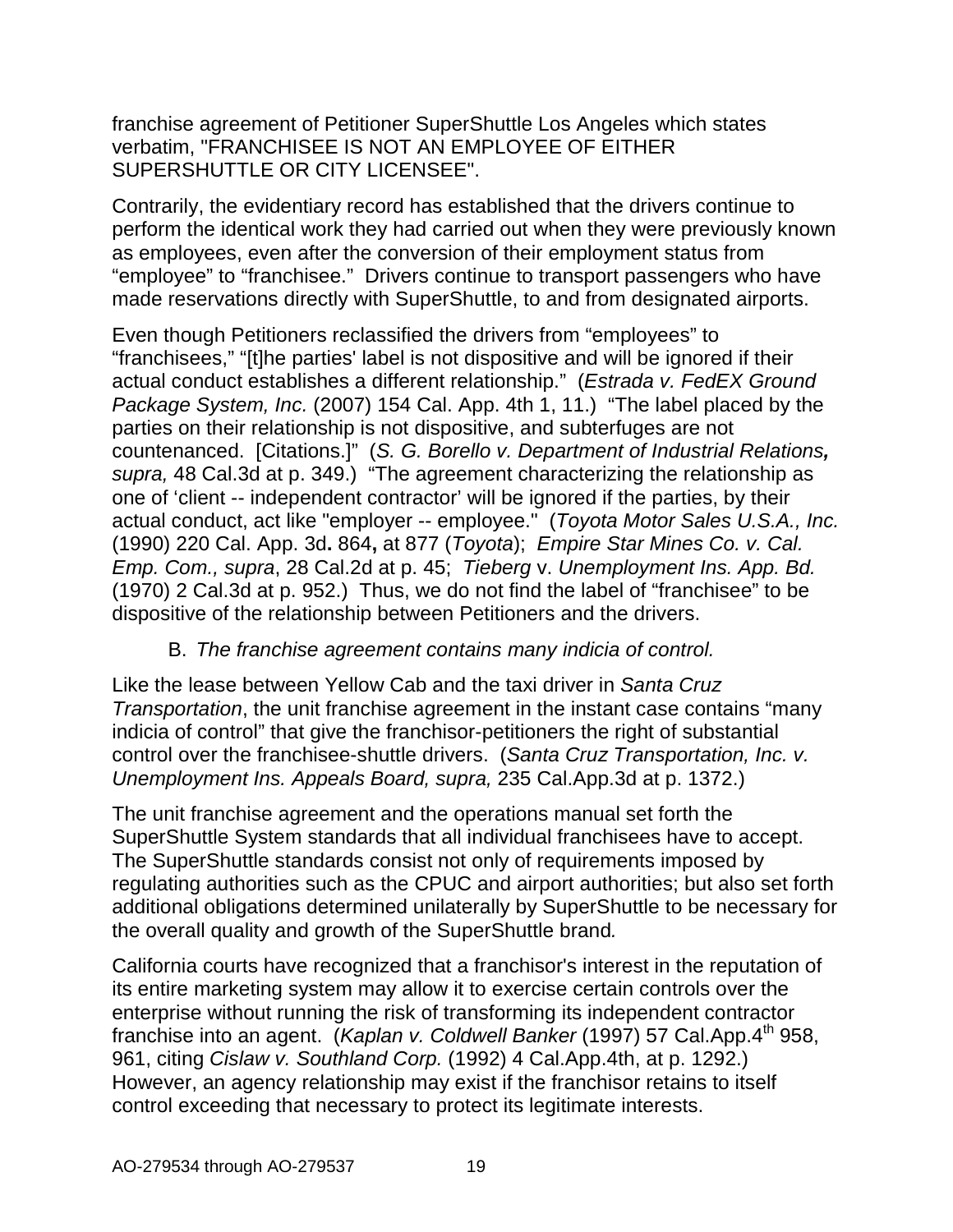franchise agreement of Petitioner SuperShuttle Los Angeles which states verbatim, "FRANCHISEE IS NOT AN EMPLOYEE OF EITHER SUPERSHUTTLE OR CITY LICENSEE".

Contrarily, the evidentiary record has established that the drivers continue to perform the identical work they had carried out when they were previously known as employees, even after the conversion of their employment status from "employee" to "franchisee." Drivers continue to transport passengers who have made reservations directly with SuperShuttle, to and from designated airports.

Even though Petitioners reclassified the drivers from "employees" to "franchisees," "[t]he parties' label is not dispositive and will be ignored if their actual conduct establishes a different relationship." (*Estrada v. FedEX Ground Package System, Inc.* (2007) 154 Cal. App. 4th 1, 11.) "The label placed by the parties on their relationship is not dispositive, and subterfuges are not countenanced. [Citations.]" (*S. G. Borello v. Department of Industrial Relations, supra,* 48 Cal.3d at p. 349.) "The agreement characterizing the relationship as one of 'client -- independent contractor' will be ignored if the parties, by their actual conduct, act like "employer -- employee." (*Toyota Motor Sales U.S.A., Inc.* (1990) 220 Cal. App. 3d. 864, at 877 (*Toyota*); *Empire Star Mines Co. v. Cal. Emp. Com., supra*, 28 Cal.2d at p. 45; *Tieberg* v. *Unemployment Ins. App. Bd.* (1970) 2 Cal.3d at p. 952.) Thus, we do not find the label of "franchisee" to be dispositive of the relationship between Petitioners and the drivers.

B. *The franchise agreement contains many indicia of control.*

Like the lease between Yellow Cab and the taxi driver in *Santa Cruz Transportation*, the unit franchise agreement in the instant case contains "many indicia of control" that give the franchisor-petitioners the right of substantial control over the franchisee-shuttle drivers. (*Santa Cruz Transportation, Inc. v. Unemployment Ins. Appeals Board, supra,* 235 Cal.App.3d at p. 1372.)

The unit franchise agreement and the operations manual set forth the SuperShuttle System standards that all individual franchisees have to accept. The SuperShuttle standards consist not only of requirements imposed by regulating authorities such as the CPUC and airport authorities; but also set forth additional obligations determined unilaterally by SuperShuttle to be necessary for the overall quality and growth of the SuperShuttle brand.

California courts have recognized that a franchisor's interest in the reputation of its entire marketing system may allow it to exercise certain controls over the enterprise without running the risk of transforming its independent contractor franchise into an agent. (*Kaplan v. Coldwell Banker* (1997) 57 Cal.App.4th 958, 961, citing *Cislaw v. Southland Corp.* (1992) 4 Cal.App.4th, at p. 1292.) However, an agency relationship may exist if the franchisor retains to itself control exceeding that necessary to protect its legitimate interests.

AO-279534 through AO-279537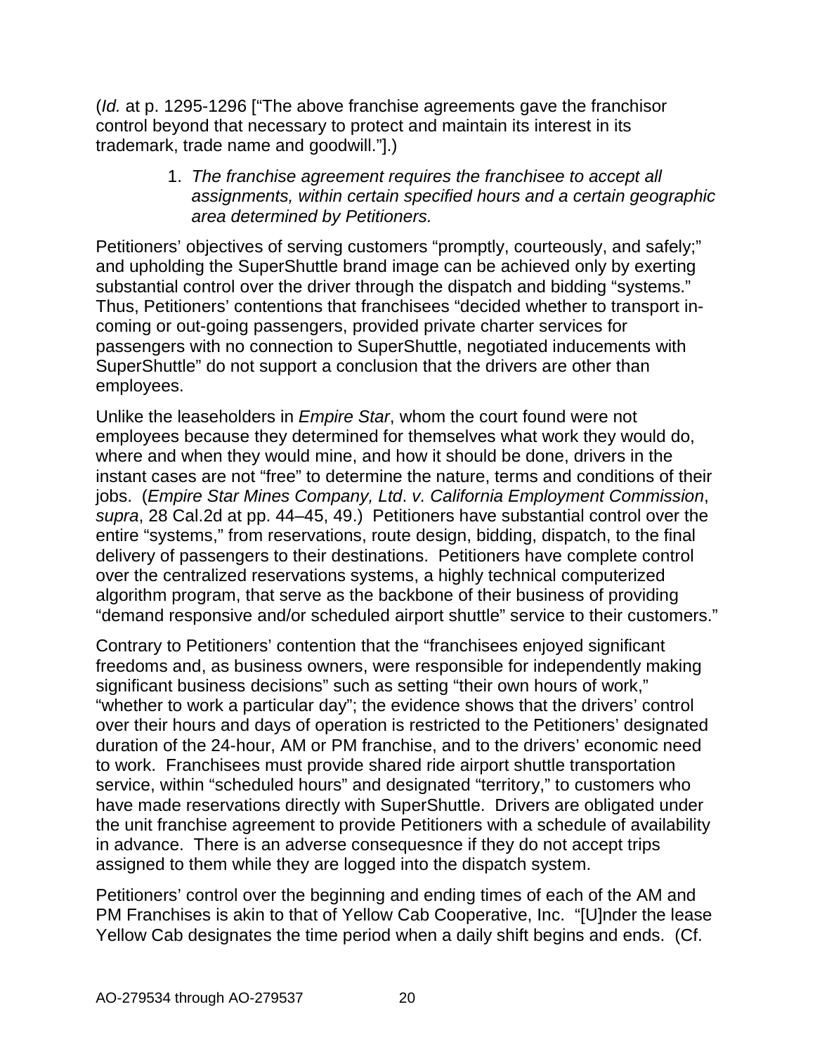(*Id.* at p. 1295-1296 ["The above franchise agreements gave the franchisor control beyond that necessary to protect and maintain its interest in its trademark, trade name and goodwill."].)

1. *The franchise agreement requires the franchisee to accept all assignments, within certain specified hours and a certain geographic area determined by Petitioners.*

Petitioners' objectives of serving customers "promptly, courteously, and safely;" and upholding the SuperShuttle brand image can be achieved only by exerting substantial control over the driver through the dispatch and bidding "systems." Thus, Petitioners' contentions that franchisees "decided whether to transport in-coming or out-going passengers, provided private charter services for passengers with no connection to SuperShuttle, negotiated inducements with SuperShuttle" do not support a conclusion that the drivers are other than employees.

Unlike the leaseholders in *Empire Star*, whom the court found were not employees because they determined for themselves what work they would do, where and when they would mine, and how it should be done, drivers in the instant cases are not "free" to determine the nature, terms and conditions of their jobs. (*Empire Star Mines Company, Ltd*. *v. California Employment Commission*, *supra*, 28 Cal.2d at pp. 44–45, 49.) Petitioners have substantial control over the entire "systems," from reservations, route design, bidding, dispatch, to the final delivery of passengers to their destinations. Petitioners have complete control over the centralized reservations systems, a highly technical computerized algorithm program, that serve as the backbone of their business of providing "demand responsive and/or scheduled airport shuttle" service to their customers."

Contrary to Petitioners' contention that the "franchisees enjoyed significant freedoms and, as business owners, were responsible for independently making significant business decisions" such as setting "their own hours of work," "whether to work a particular day"; the evidence shows that the drivers' control over their hours and days of operation is restricted to the Petitioners' designated duration of the 24-hour, AM or PM franchise, and to the drivers' economic need to work. Franchisees must provide shared ride airport shuttle transportation service, within "scheduled hours" and designated "territory," to customers who have made reservations directly with SuperShuttle. Drivers are obligated under the unit franchise agreement to provide Petitioners with a schedule of availability in advance. There is an adverse consequesnce if they do not accept trips assigned to them while they are logged into the dispatch system.

Petitioners' control over the beginning and ending times of each of the AM and PM Franchises is akin to that of Yellow Cab Cooperative, Inc. "[U]nder the lease Yellow Cab designates the time period when a daily shift begins and ends. (Cf.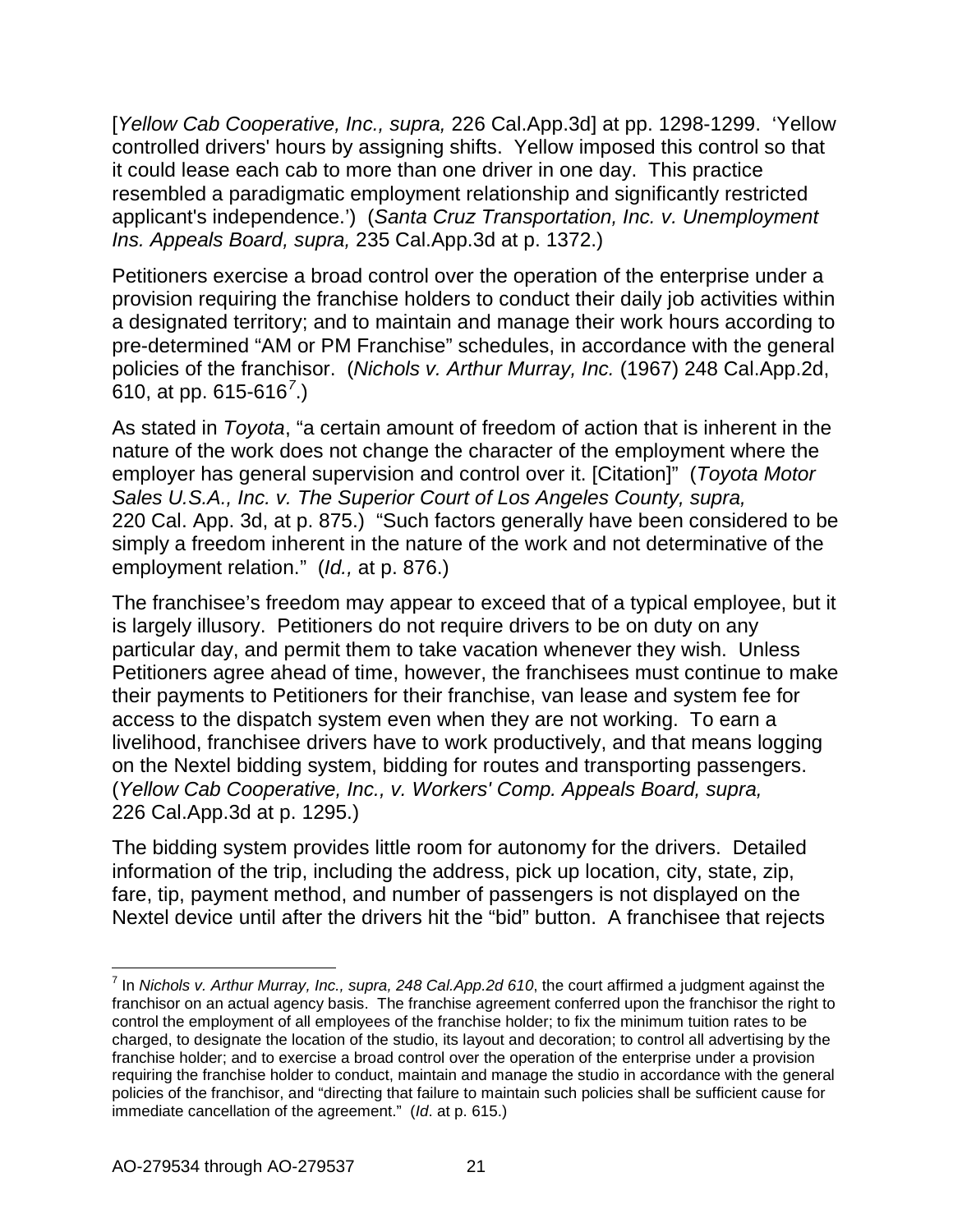[*Yellow Cab Cooperative, Inc., supra,* 226 Cal.App.3d] at pp. 1298-1299. 'Yellow controlled drivers' hours by assigning shifts. Yellow imposed this control so that it could lease each cab to more than one driver in one day. This practice resembled a paradigmatic employment relationship and significantly restricted applicant's independence.') (*Santa Cruz Transportation, Inc. v. Unemployment Ins. Appeals Board, supra,* 235 Cal.App.3d at p. 1372.)

Petitioners exercise a broad control over the operation of the enterprise under a provision requiring the franchise holders to conduct their daily job activities within a designated territory; and to maintain and manage their work hours according to pre-determined "AM or PM Franchise" schedules, in accordance with the general policies of the franchisor. (*Nichols v. Arthur Murray, Inc.* (1967) 248 Cal.App.2d, 610, at pp. 615-616[7].)

As stated in *Toyota*, "a certain amount of freedom of action that is inherent in the nature of the work does not change the character of the employment where the employer has general supervision and control over it. [Citation]" (*Toyota Motor Sales U.S.A., Inc. v. The Superior Court of Los Angeles County, supra,* 220 Cal. App. 3d, at p. 875.) "Such factors generally have been considered to be simply a freedom inherent in the nature of the work and not determinative of the employment relation." (*Id.,* at p. 876.)

The franchisee's freedom may appear to exceed that of a typical employee, but it is largely illusory. Petitioners do not require drivers to be on duty on any particular day, and permit them to take vacation whenever they wish. Unless Petitioners agree ahead of time, however, the franchisees must continue to make their payments to Petitioners for their franchise, van lease and system fee for access to the dispatch system even when they are not working. To earn a livelihood, franchisee drivers have to work productively, and that means logging on the Nextel bidding system, bidding for routes and transporting passengers. (*Yellow Cab Cooperative, Inc., v. Workers' Comp. Appeals Board, supra,* 226 Cal.App.3d at p. 1295.)

The bidding system provides little room for autonomy for the drivers. Detailed information of the trip, including the address, pick up location, city, state, zip, fare, tip, payment method, and number of passengers is not displayed on the Nextel device until after the drivers hit the "bid" button. A franchisee that rejects

---

[7] In *Nichols v. Arthur Murray, Inc., supra, 248 Cal.App.2d 610*, the court affirmed a judgment against the franchisor on an actual agency basis. The franchise agreement conferred upon the franchisor the right to control the employment of all employees of the franchise holder; to fix the minimum tuition rates to be charged, to designate the location of the studio, its layout and decoration; to control all advertising by the franchise holder; and to exercise a broad control over the operation of the enterprise under a provision requiring the franchise holder to conduct, maintain and manage the studio in accordance with the general policies of the franchisor, and "directing that failure to maintain such policies shall be sufficient cause for immediate cancellation of the agreement." (*Id*. at p. 615.)

AO-279534 through AO-279537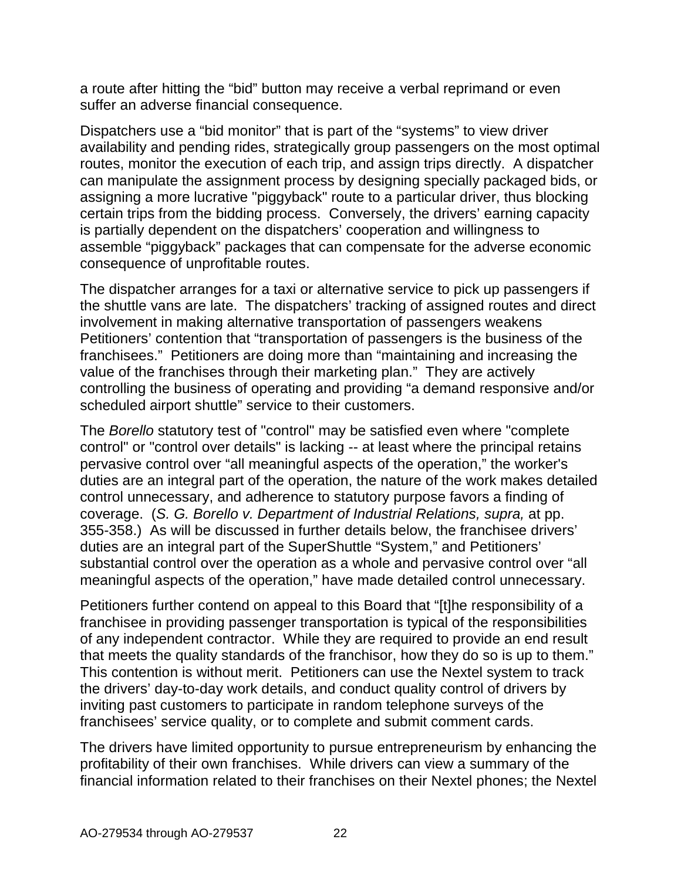a route after hitting the “bid” button may receive a verbal reprimand or even suffer an adverse financial consequence.

Dispatchers use a “bid monitor” that is part of the “systems” to view driver availability and pending rides, strategically group passengers on the most optimal routes, monitor the execution of each trip, and assign trips directly. A dispatcher can manipulate the assignment process by designing specially packaged bids, or assigning a more lucrative "piggyback" route to a particular driver, thus blocking certain trips from the bidding process. Conversely, the drivers’ earning capacity is partially dependent on the dispatchers’ cooperation and willingness to assemble “piggyback” packages that can compensate for the adverse economic consequence of unprofitable routes.

The dispatcher arranges for a taxi or alternative service to pick up passengers if the shuttle vans are late. The dispatchers’ tracking of assigned routes and direct involvement in making alternative transportation of passengers weakens Petitioners’ contention that “transportation of passengers is the business of the franchisees.” Petitioners are doing more than “maintaining and increasing the value of the franchises through their marketing plan.” They are actively controlling the business of operating and providing “a demand responsive and/or scheduled airport shuttle” service to their customers.

The *Borello* statutory test of "control" may be satisfied even where "complete control" or "control over details" is lacking -- at least where the principal retains pervasive control over “all meaningful aspects of the operation,” the worker's duties are an integral part of the operation, the nature of the work makes detailed control unnecessary, and adherence to statutory purpose favors a finding of coverage. (*S. G. Borello v. Department of Industrial Relations, supra,* at pp. 355-358.) As will be discussed in further details below, the franchisee drivers’ duties are an integral part of the SuperShuttle “System,” and Petitioners’ substantial control over the operation as a whole and pervasive control over “all meaningful aspects of the operation,” have made detailed control unnecessary.

Petitioners further contend on appeal to this Board that “[t]he responsibility of a franchisee in providing passenger transportation is typical of the responsibilities of any independent contractor. While they are required to provide an end result that meets the quality standards of the franchisor, how they do so is up to them.” This contention is without merit. Petitioners can use the Nextel system to track the drivers’ day-to-day work details, and conduct quality control of drivers by inviting past customers to participate in random telephone surveys of the franchisees’ service quality, or to complete and submit comment cards.

The drivers have limited opportunity to pursue entrepreneurism by enhancing the profitability of their own franchises. While drivers can view a summary of the financial information related to their franchises on their Nextel phones; the Nextel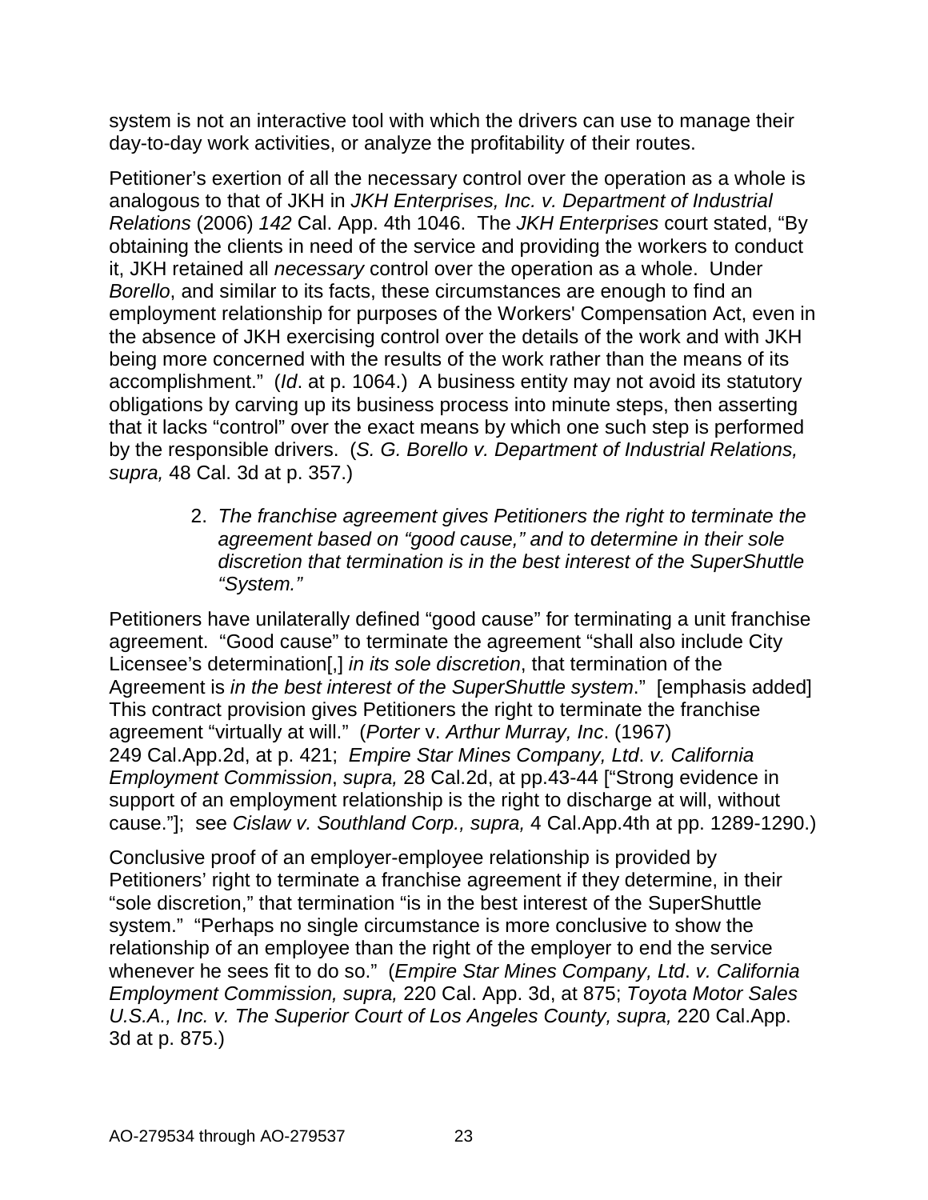system is not an interactive tool with which the drivers can use to manage their day-to-day work activities, or analyze the profitability of their routes.

Petitioner's exertion of all the necessary control over the operation as a whole is analogous to that of JKH in *JKH Enterprises, Inc. v. Department of Industrial Relations* (2006) *142* Cal. App. 4th 1046. The *JKH Enterprises* court stated, "By obtaining the clients in need of the service and providing the workers to conduct it, JKH retained all *necessary* control over the operation as a whole. Under *Borello*, and similar to its facts, these circumstances are enough to find an employment relationship for purposes of the Workers' Compensation Act, even in the absence of JKH exercising control over the details of the work and with JKH being more concerned with the results of the work rather than the means of its accomplishment." (*Id*. at p. 1064.) A business entity may not avoid its statutory obligations by carving up its business process into minute steps, then asserting that it lacks "control" over the exact means by which one such step is performed by the responsible drivers. (*S. G. Borello v. Department of Industrial Relations, supra,* 48 Cal. 3d at p. 357.)

2. *The franchise agreement gives Petitioners the right to terminate the agreement based on "good cause," and to determine in their sole discretion that termination is in the best interest of the SuperShuttle "System."*

Petitioners have unilaterally defined "good cause" for terminating a unit franchise agreement. "Good cause" to terminate the agreement "shall also include City Licensee's determination[,] *in its sole discretion*, that termination of the Agreement is *in the best interest of the SuperShuttle system*." [emphasis added] This contract provision gives Petitioners the right to terminate the franchise agreement "virtually at will." (*Porter* v. *Arthur Murray, Inc*. (1967) 249 Cal.App.2d, at p. 421; *Empire Star Mines Company, Ltd*. *v. California Employment Commission*, *supra,* 28 Cal.2d, at pp.43-44 ["Strong evidence in support of an employment relationship is the right to discharge at will, without cause."]; see *Cislaw v. Southland Corp., supra,* 4 Cal.App.4th at pp. 1289-1290.)

Conclusive proof of an employer-employee relationship is provided by Petitioners' right to terminate a franchise agreement if they determine, in their "sole discretion," that termination "is in the best interest of the SuperShuttle system." "Perhaps no single circumstance is more conclusive to show the relationship of an employee than the right of the employer to end the service whenever he sees fit to do so." (*Empire Star Mines Company, Ltd*. *v. California Employment Commission, supra,* 220 Cal. App. 3d, at 875; *Toyota Motor Sales U.S.A., Inc. v. The Superior Court of Los Angeles County, supra,* 220 Cal.App. 3d at p. 875.)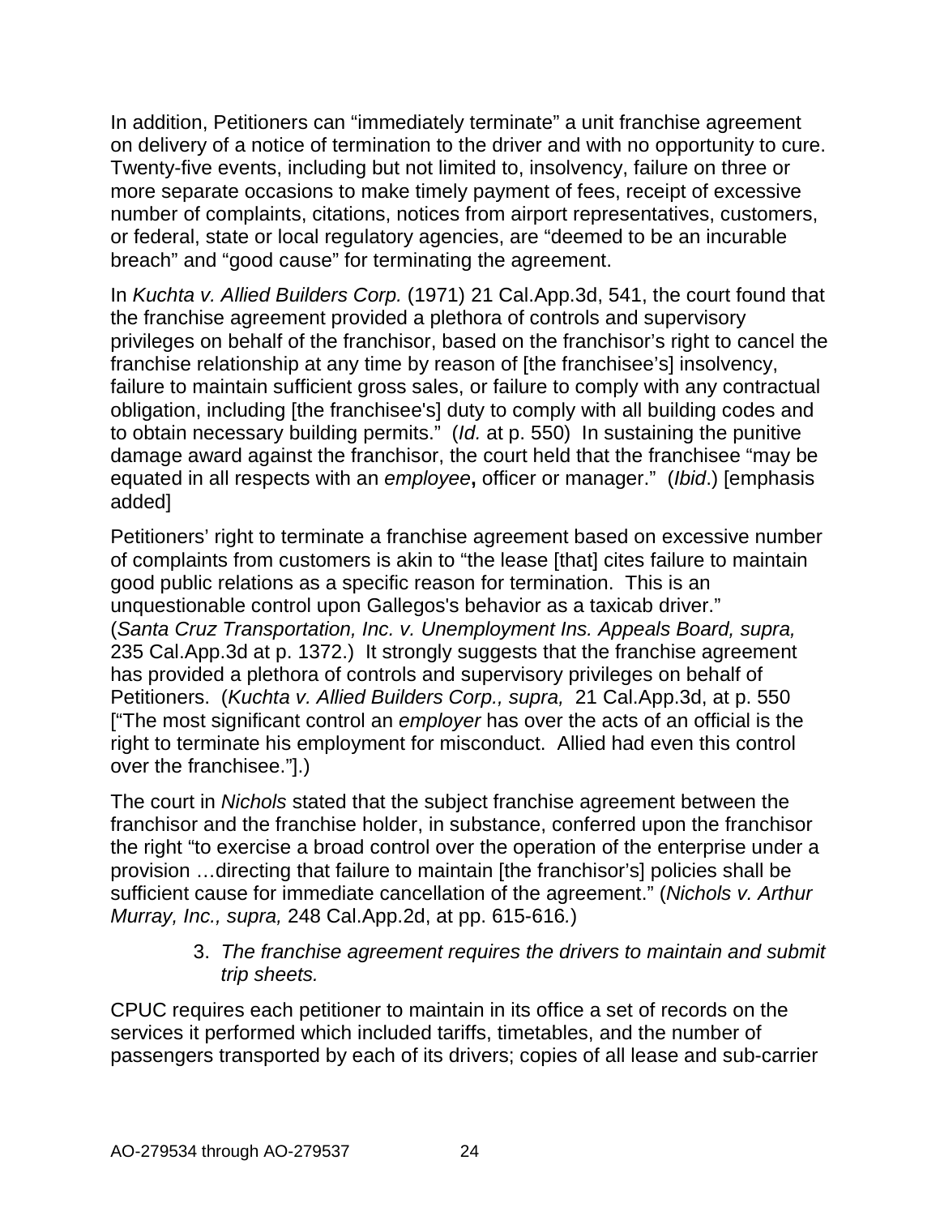In addition, Petitioners can "immediately terminate" a unit franchise agreement on delivery of a notice of termination to the driver and with no opportunity to cure. Twenty-five events, including but not limited to, insolvency, failure on three or more separate occasions to make timely payment of fees, receipt of excessive number of complaints, citations, notices from airport representatives, customers, or federal, state or local regulatory agencies, are "deemed to be an incurable breach" and "good cause" for terminating the agreement.

In *Kuchta v. Allied Builders Corp.* (1971) 21 Cal.App.3d, 541, the court found that the franchise agreement provided a plethora of controls and supervisory privileges on behalf of the franchisor, based on the franchisor's right to cancel the franchise relationship at any time by reason of [the franchisee's] insolvency, failure to maintain sufficient gross sales, or failure to comply with any contractual obligation, including [the franchisee's] duty to comply with all building codes and to obtain necessary building permits." (*Id.* at p. 550) In sustaining the punitive damage award against the franchisor, the court held that the franchisee "may be equated in all respects with an ***employee*,** officer or manager." (*Ibid*.) [emphasis added]

Petitioners' right to terminate a franchise agreement based on excessive number of complaints from customers is akin to "the lease [that] cites failure to maintain good public relations as a specific reason for termination. This is an unquestionable control upon Gallegos's behavior as a taxicab driver." (*Santa Cruz Transportation, Inc. v. Unemployment Ins. Appeals Board, supra,* 235 Cal.App.3d at p. 1372.) It strongly suggests that the franchise agreement has provided a plethora of controls and supervisory privileges on behalf of Petitioners. (*Kuchta v. Allied Builders Corp., supra,* 21 Cal.App.3d, at p. 550 ["The most significant control an *employer* has over the acts of an official is the right to terminate his employment for misconduct. Allied had even this control over the franchisee."].)

The court in *Nichols* stated that the subject franchise agreement between the franchisor and the franchise holder, in substance, conferred upon the franchisor the right "to exercise a broad control over the operation of the enterprise under a provision …directing that failure to maintain [the franchisor's] policies shall be sufficient cause for immediate cancellation of the agreement." (*Nichols v. Arthur Murray, Inc., supra,* 248 Cal.App.2d, at pp. 615-616*.*)

3. *The franchise agreement requires the drivers to maintain and submit trip sheets.*

CPUC requires each petitioner to maintain in its office a set of records on the services it performed which included tariffs, timetables, and the number of passengers transported by each of its drivers; copies of all lease and sub-carrier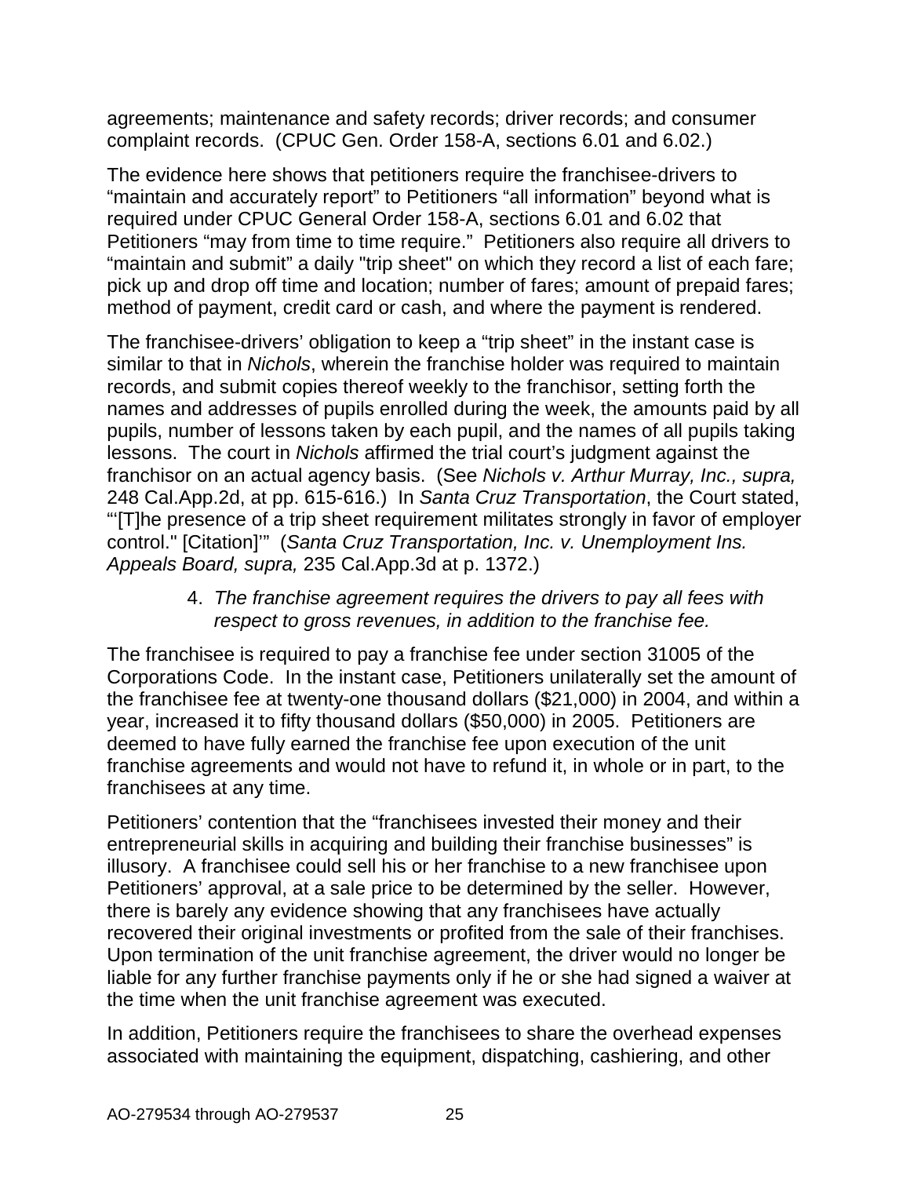agreements; maintenance and safety records; driver records; and consumer complaint records. (CPUC Gen. Order 158-A, sections 6.01 and 6.02.)

The evidence here shows that petitioners require the franchisee-drivers to "maintain and accurately report" to Petitioners "all information" beyond what is required under CPUC General Order 158-A, sections 6.01 and 6.02 that Petitioners "may from time to time require." Petitioners also require all drivers to "maintain and submit" a daily "trip sheet" on which they record a list of each fare; pick up and drop off time and location; number of fares; amount of prepaid fares; method of payment, credit card or cash, and where the payment is rendered.

The franchisee-drivers' obligation to keep a "trip sheet" in the instant case is similar to that in *Nichols*, wherein the franchise holder was required to maintain records, and submit copies thereof weekly to the franchisor, setting forth the names and addresses of pupils enrolled during the week, the amounts paid by all pupils, number of lessons taken by each pupil, and the names of all pupils taking lessons. The court in *Nichols* affirmed the trial court's judgment against the franchisor on an actual agency basis. (See *Nichols v. Arthur Murray, Inc., supra,* 248 Cal.App.2d, at pp. 615-616.) In *Santa Cruz Transportation*, the Court stated, "'[T]he presence of a trip sheet requirement militates strongly in favor of employer control." [Citation]'" (*Santa Cruz Transportation, Inc. v. Unemployment Ins. Appeals Board, supra,* 235 Cal.App.3d at p. 1372.)

4. *The franchise agreement requires the drivers to pay all fees with respect to gross revenues, in addition to the franchise fee.*

The franchisee is required to pay a franchise fee under section 31005 of the Corporations Code. In the instant case, Petitioners unilaterally set the amount of the franchisee fee at twenty-one thousand dollars ($21,000) in 2004, and within a year, increased it to fifty thousand dollars ($50,000) in 2005. Petitioners are deemed to have fully earned the franchise fee upon execution of the unit franchise agreements and would not have to refund it, in whole or in part, to the franchisees at any time.

Petitioners' contention that the "franchisees invested their money and their entrepreneurial skills in acquiring and building their franchise businesses" is illusory. A franchisee could sell his or her franchise to a new franchisee upon Petitioners' approval, at a sale price to be determined by the seller. However, there is barely any evidence showing that any franchisees have actually recovered their original investments or profited from the sale of their franchises. Upon termination of the unit franchise agreement, the driver would no longer be liable for any further franchise payments only if he or she had signed a waiver at the time when the unit franchise agreement was executed.

In addition, Petitioners require the franchisees to share the overhead expenses associated with maintaining the equipment, dispatching, cashiering, and other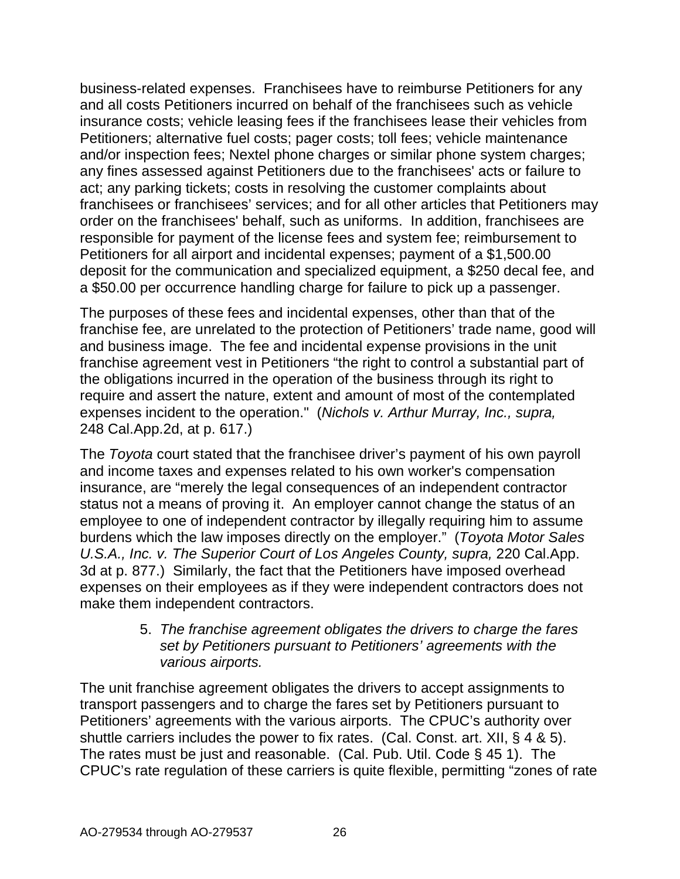business-related expenses. Franchisees have to reimburse Petitioners for any and all costs Petitioners incurred on behalf of the franchisees such as vehicle insurance costs; vehicle leasing fees if the franchisees lease their vehicles from Petitioners; alternative fuel costs; pager costs; toll fees; vehicle maintenance and/or inspection fees; Nextel phone charges or similar phone system charges; any fines assessed against Petitioners due to the franchisees' acts or failure to act; any parking tickets; costs in resolving the customer complaints about franchisees or franchisees' services; and for all other articles that Petitioners may order on the franchisees' behalf, such as uniforms. In addition, franchisees are responsible for payment of the license fees and system fee; reimbursement to Petitioners for all airport and incidental expenses; payment of a $1,500.00 deposit for the communication and specialized equipment, a $250 decal fee, and a $50.00 per occurrence handling charge for failure to pick up a passenger.

The purposes of these fees and incidental expenses, other than that of the franchise fee, are unrelated to the protection of Petitioners' trade name, good will and business image. The fee and incidental expense provisions in the unit franchise agreement vest in Petitioners "the right to control a substantial part of the obligations incurred in the operation of the business through its right to require and assert the nature, extent and amount of most of the contemplated expenses incident to the operation." (*Nichols v. Arthur Murray, Inc., supra,* 248 Cal.App.2d, at p. 617.)

The *Toyota* court stated that the franchisee driver's payment of his own payroll and income taxes and expenses related to his own worker's compensation insurance, are "merely the legal consequences of an independent contractor status not a means of proving it. An employer cannot change the status of an employee to one of independent contractor by illegally requiring him to assume burdens which the law imposes directly on the employer." (*Toyota Motor Sales U.S.A., Inc. v. The Superior Court of Los Angeles County, supra,* 220 Cal.App. 3d at p. 877.) Similarly, the fact that the Petitioners have imposed overhead expenses on their employees as if they were independent contractors does not make them independent contractors.

5. *The franchise agreement obligates the drivers to charge the fares set by Petitioners pursuant to Petitioners' agreements with the various airports.*

The unit franchise agreement obligates the drivers to accept assignments to transport passengers and to charge the fares set by Petitioners pursuant to Petitioners' agreements with the various airports. The CPUC's authority over shuttle carriers includes the power to fix rates. (Cal. Const. art. XII, § 4 & 5). The rates must be just and reasonable. (Cal. Pub. Util. Code § 45 1). The CPUC's rate regulation of these carriers is quite flexible, permitting "zones of rate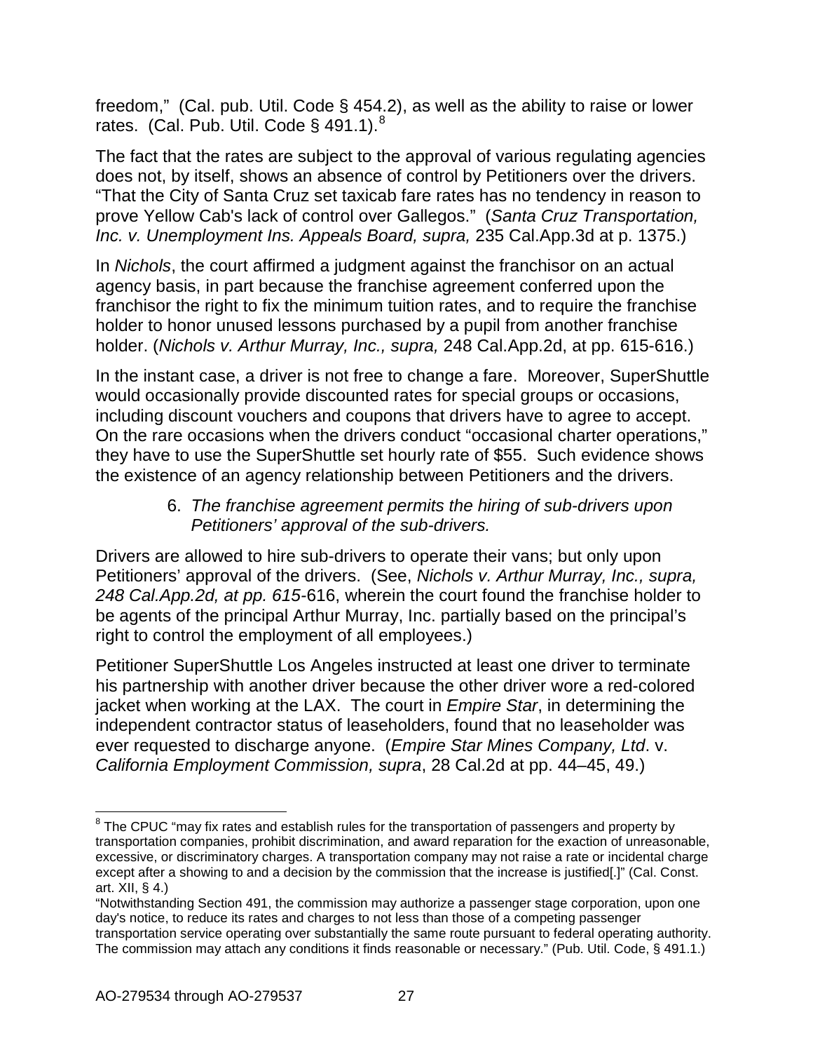freedom," (Cal. pub. Util. Code § 454.2), as well as the ability to raise or lower rates. (Cal. Pub. Util. Code § 491.1).[8]

The fact that the rates are subject to the approval of various regulating agencies does not, by itself, shows an absence of control by Petitioners over the drivers. "That the City of Santa Cruz set taxicab fare rates has no tendency in reason to prove Yellow Cab's lack of control over Gallegos." (*Santa Cruz Transportation, Inc. v. Unemployment Ins. Appeals Board, supra,* 235 Cal.App.3d at p. 1375.)

In *Nichols*, the court affirmed a judgment against the franchisor on an actual agency basis, in part because the franchise agreement conferred upon the franchisor the right to fix the minimum tuition rates, and to require the franchise holder to honor unused lessons purchased by a pupil from another franchise holder. (*Nichols v. Arthur Murray, Inc., supra,* 248 Cal.App.2d, at pp. 615-616.)

In the instant case, a driver is not free to change a fare. Moreover, SuperShuttle would occasionally provide discounted rates for special groups or occasions, including discount vouchers and coupons that drivers have to agree to accept. On the rare occasions when the drivers conduct "occasional charter operations," they have to use the SuperShuttle set hourly rate of $55. Such evidence shows the existence of an agency relationship between Petitioners and the drivers.

6. *The franchise agreement permits the hiring of sub-drivers upon Petitioners' approval of the sub-drivers.*

Drivers are allowed to hire sub-drivers to operate their vans; but only upon Petitioners' approval of the drivers. (See, *Nichols v. Arthur Murray, Inc., supra, 248 Cal.App.2d, at pp. 615*-616, wherein the court found the franchise holder to be agents of the principal Arthur Murray, Inc. partially based on the principal's right to control the employment of all employees.)

Petitioner SuperShuttle Los Angeles instructed at least one driver to terminate his partnership with another driver because the other driver wore a red-colored jacket when working at the LAX. The court in *Empire Star*, in determining the independent contractor status of leaseholders, found that no leaseholder was ever requested to discharge anyone. (*Empire Star Mines Company, Ltd*. v. *California Employment Commission, supra*, 28 Cal.2d at pp. 44–45, 49.)

---

[8] The CPUC "may fix rates and establish rules for the transportation of passengers and property by transportation companies, prohibit discrimination, and award reparation for the exaction of unreasonable, excessive, or discriminatory charges. A transportation company may not raise a rate or incidental charge except after a showing to and a decision by the commission that the increase is justified[.]" (Cal. Const. art. XII, § 4.)

"Notwithstanding Section 491, the commission may authorize a passenger stage corporation, upon one day's notice, to reduce its rates and charges to not less than those of a competing passenger transportation service operating over substantially the same route pursuant to federal operating authority. The commission may attach any conditions it finds reasonable or necessary." (Pub. Util. Code, § 491.1.)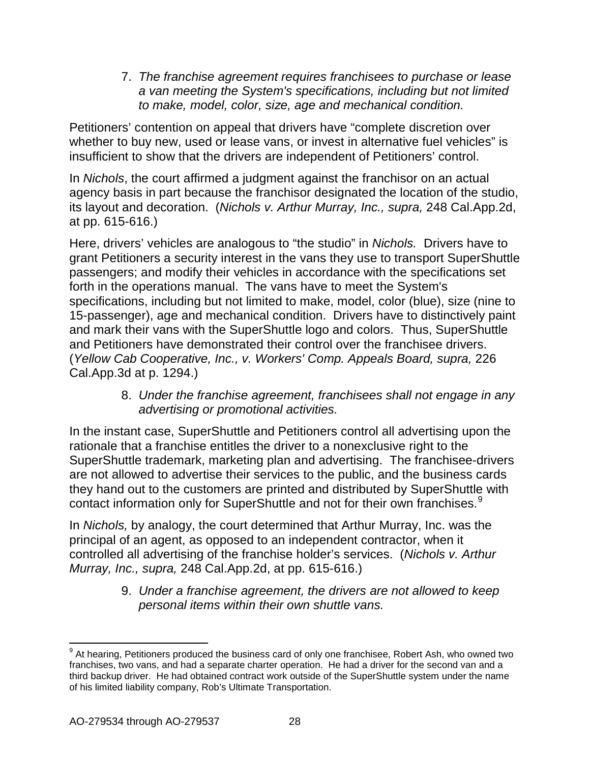7. *The franchise agreement requires franchisees to purchase or lease a van meeting the System's specifications, including but not limited to make, model, color, size, age and mechanical condition.*

Petitioners' contention on appeal that drivers have "complete discretion over whether to buy new, used or lease vans, or invest in alternative fuel vehicles" is insufficient to show that the drivers are independent of Petitioners' control.

In *Nichols*, the court affirmed a judgment against the franchisor on an actual agency basis in part because the franchisor designated the location of the studio, its layout and decoration. (*Nichols v. Arthur Murray, Inc., supra,* 248 Cal.App.2d, at pp. 615-616.)

Here, drivers' vehicles are analogous to "the studio" in *Nichols.* Drivers have to grant Petitioners a security interest in the vans they use to transport SuperShuttle passengers; and modify their vehicles in accordance with the specifications set forth in the operations manual. The vans have to meet the System's specifications, including but not limited to make, model, color (blue), size (nine to 15-passenger), age and mechanical condition. Drivers have to distinctively paint and mark their vans with the SuperShuttle logo and colors. Thus, SuperShuttle and Petitioners have demonstrated their control over the franchisee drivers. (*Yellow Cab Cooperative, Inc., v. Workers' Comp. Appeals Board, supra,* 226 Cal.App.3d at p. 1294.)

8. *Under the franchise agreement, franchisees shall not engage in any advertising or promotional activities.*

In the instant case, SuperShuttle and Petitioners control all advertising upon the rationale that a franchise entitles the driver to a nonexclusive right to the SuperShuttle trademark, marketing plan and advertising. The franchisee-drivers are not allowed to advertise their services to the public, and the business cards they hand out to the customers are printed and distributed by SuperShuttle with contact information only for SuperShuttle and not for their own franchises.[9]

In *Nichols,* by analogy, the court determined that Arthur Murray, Inc. was the principal of an agent, as opposed to an independent contractor, when it controlled all advertising of the franchise holder's services. (*Nichols v. Arthur Murray, Inc., supra,* 248 Cal.App.2d, at pp. 615-616.)

9. *Under a franchise agreement, the drivers are not allowed to keep personal items within their own shuttle vans.*

---

[9] At hearing, Petitioners produced the business card of only one franchisee, Robert Ash, who owned two franchises, two vans, and had a separate charter operation. He had a driver for the second van and a third backup driver. He had obtained contract work outside of the SuperShuttle system under the name of his limited liability company, Rob's Ultimate Transportation.

AO-279534 through AO-279537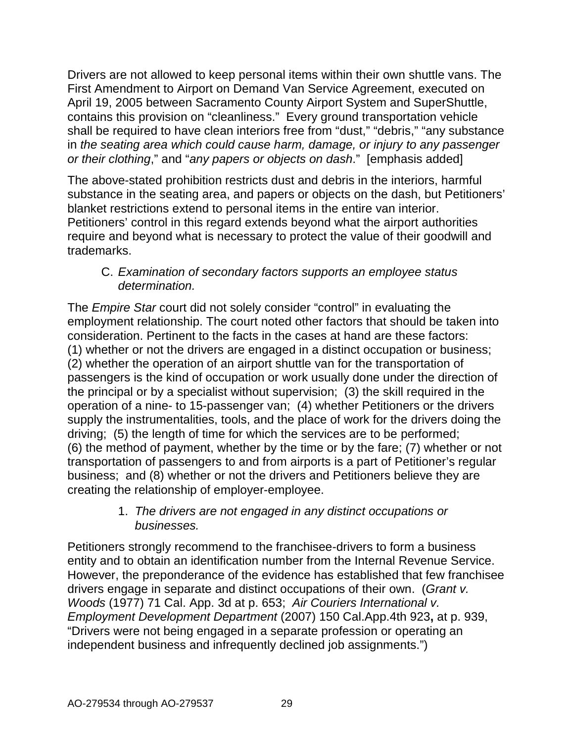Drivers are not allowed to keep personal items within their own shuttle vans. The First Amendment to Airport on Demand Van Service Agreement, executed on April 19, 2005 between Sacramento County Airport System and SuperShuttle, contains this provision on "cleanliness." Every ground transportation vehicle shall be required to have clean interiors free from "dust," "debris," "any substance in *the seating area which could cause harm, damage, or injury to any passenger or their clothing*," and "*any papers or objects on dash*." [emphasis added]

The above-stated prohibition restricts dust and debris in the interiors, harmful substance in the seating area, and papers or objects on the dash, but Petitioners' blanket restrictions extend to personal items in the entire van interior. Petitioners' control in this regard extends beyond what the airport authorities require and beyond what is necessary to protect the value of their goodwill and trademarks.

C. *Examination of secondary factors supports an employee status determination.*

The *Empire Star* court did not solely consider "control" in evaluating the employment relationship. The court noted other factors that should be taken into consideration. Pertinent to the facts in the cases at hand are these factors: (1) whether or not the drivers are engaged in a distinct occupation or business; (2) whether the operation of an airport shuttle van for the transportation of passengers is the kind of occupation or work usually done under the direction of the principal or by a specialist without supervision; (3) the skill required in the operation of a nine- to 15-passenger van; (4) whether Petitioners or the drivers supply the instrumentalities, tools, and the place of work for the drivers doing the driving; (5) the length of time for which the services are to be performed; (6) the method of payment, whether by the time or by the fare; (7) whether or not transportation of passengers to and from airports is a part of Petitioner's regular business; and (8) whether or not the drivers and Petitioners believe they are creating the relationship of employer-employee.

1. *The drivers are not engaged in any distinct occupations or businesses.*

Petitioners strongly recommend to the franchisee-drivers to form a business entity and to obtain an identification number from the Internal Revenue Service. However, the preponderance of the evidence has established that few franchisee drivers engage in separate and distinct occupations of their own. (*Grant v. Woods* (1977) 71 Cal. App. 3d at p. 653; *Air Couriers International v. Employment Development Department* (2007) 150 Cal.App.4th 923**,** at p. 939, "Drivers were not being engaged in a separate profession or operating an independent business and infrequently declined job assignments.")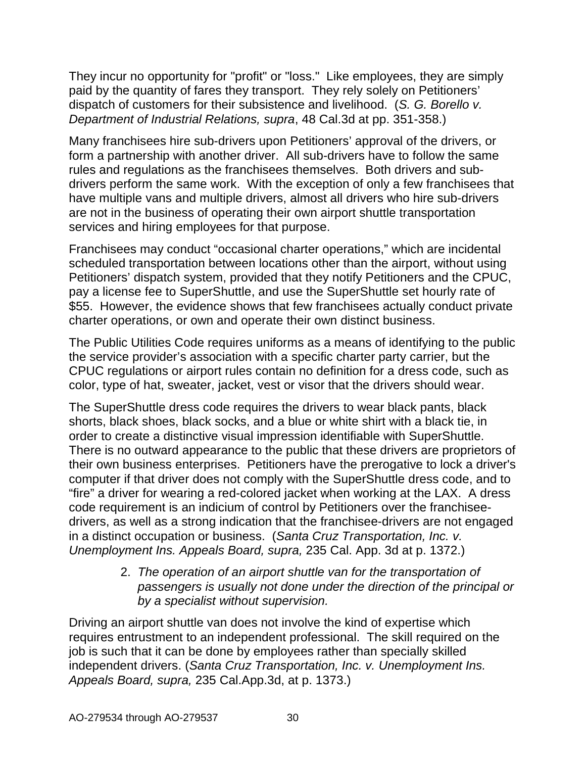They incur no opportunity for "profit" or "loss." Like employees, they are simply paid by the quantity of fares they transport. They rely solely on Petitioners' dispatch of customers for their subsistence and livelihood. (*S. G. Borello v. Department of Industrial Relations, supra*, 48 Cal.3d at pp. 351-358.)

Many franchisees hire sub-drivers upon Petitioners' approval of the drivers, or form a partnership with another driver. All sub-drivers have to follow the same rules and regulations as the franchisees themselves. Both drivers and sub-drivers perform the same work. With the exception of only a few franchisees that have multiple vans and multiple drivers, almost all drivers who hire sub-drivers are not in the business of operating their own airport shuttle transportation services and hiring employees for that purpose.

Franchisees may conduct "occasional charter operations," which are incidental scheduled transportation between locations other than the airport, without using Petitioners' dispatch system, provided that they notify Petitioners and the CPUC, pay a license fee to SuperShuttle, and use the SuperShuttle set hourly rate of $55. However, the evidence shows that few franchisees actually conduct private charter operations, or own and operate their own distinct business.

The Public Utilities Code requires uniforms as a means of identifying to the public the service provider's association with a specific charter party carrier, but the CPUC regulations or airport rules contain no definition for a dress code, such as color, type of hat, sweater, jacket, vest or visor that the drivers should wear.

The SuperShuttle dress code requires the drivers to wear black pants, black shorts, black shoes, black socks, and a blue or white shirt with a black tie, in order to create a distinctive visual impression identifiable with SuperShuttle. There is no outward appearance to the public that these drivers are proprietors of their own business enterprises. Petitioners have the prerogative to lock a driver's computer if that driver does not comply with the SuperShuttle dress code, and to "fire" a driver for wearing a red-colored jacket when working at the LAX. A dress code requirement is an indicium of control by Petitioners over the franchisee-drivers, as well as a strong indication that the franchisee-drivers are not engaged in a distinct occupation or business. (*Santa Cruz Transportation, Inc. v. Unemployment Ins. Appeals Board, supra,* 235 Cal. App. 3d at p. 1372.)

2. *The operation of an airport shuttle van for the transportation of passengers is usually not done under the direction of the principal or by a specialist without supervision.*

Driving an airport shuttle van does not involve the kind of expertise which requires entrustment to an independent professional. The skill required on the job is such that it can be done by employees rather than specially skilled independent drivers. (*Santa Cruz Transportation, Inc. v. Unemployment Ins. Appeals Board, supra,* 235 Cal.App.3d, at p. 1373.)

AO-279534 through AO-279537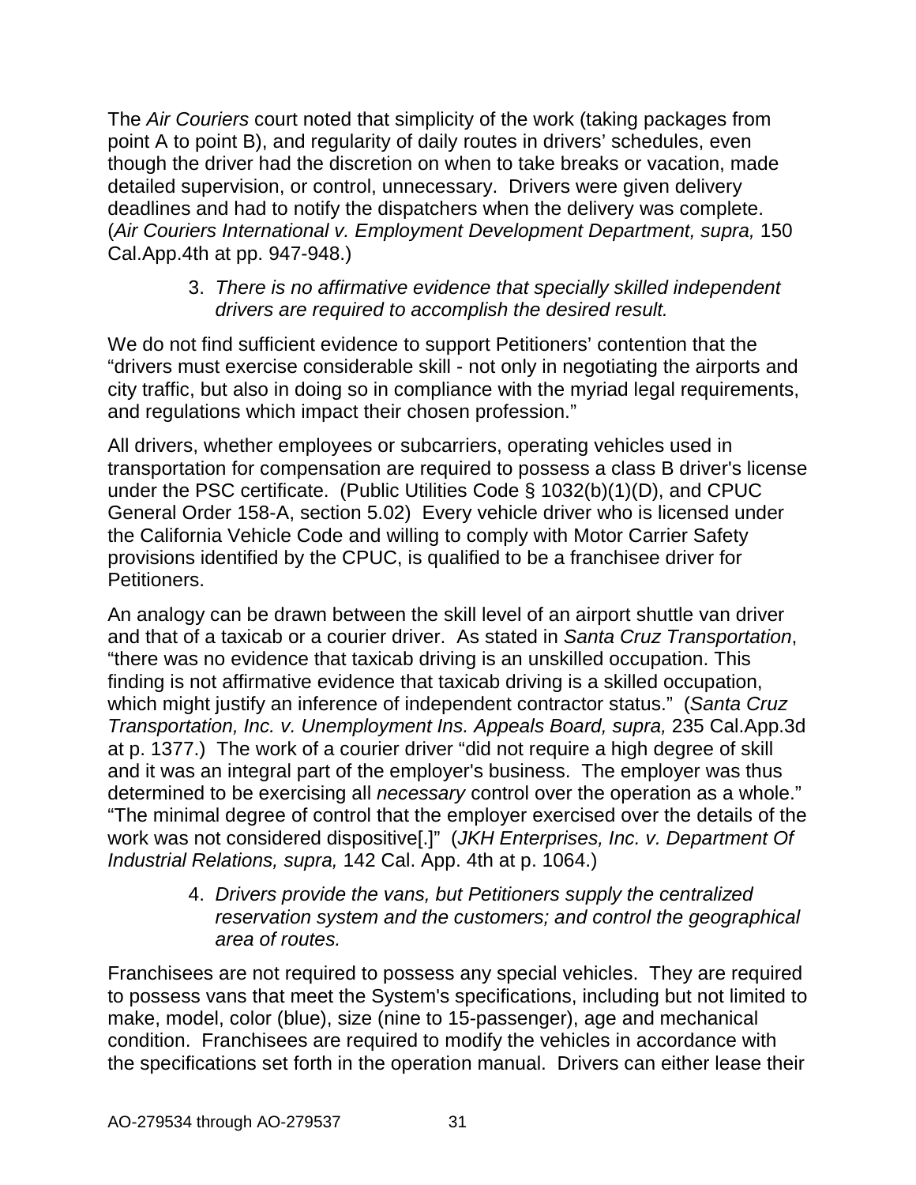The *Air Couriers* court noted that simplicity of the work (taking packages from point A to point B), and regularity of daily routes in drivers' schedules, even though the driver had the discretion on when to take breaks or vacation, made detailed supervision, or control, unnecessary. Drivers were given delivery deadlines and had to notify the dispatchers when the delivery was complete. (*Air Couriers International v. Employment Development Department, supra,* 150 Cal.App.4th at pp. 947-948.)

3. *There is no affirmative evidence that specially skilled independent drivers are required to accomplish the desired result.*

We do not find sufficient evidence to support Petitioners' contention that the "drivers must exercise considerable skill - not only in negotiating the airports and city traffic, but also in doing so in compliance with the myriad legal requirements, and regulations which impact their chosen profession."

All drivers, whether employees or subcarriers, operating vehicles used in transportation for compensation are required to possess a class B driver's license under the PSC certificate. (Public Utilities Code § 1032(b)(1)(D), and CPUC General Order 158-A, section 5.02) Every vehicle driver who is licensed under the California Vehicle Code and willing to comply with Motor Carrier Safety provisions identified by the CPUC, is qualified to be a franchisee driver for Petitioners.

An analogy can be drawn between the skill level of an airport shuttle van driver and that of a taxicab or a courier driver. As stated in *Santa Cruz Transportation*, "there was no evidence that taxicab driving is an unskilled occupation. This finding is not affirmative evidence that taxicab driving is a skilled occupation, which might justify an inference of independent contractor status." (*Santa Cruz Transportation, Inc. v. Unemployment Ins. Appeals Board, supra,* 235 Cal.App.3d at p. 1377.) The work of a courier driver "did not require a high degree of skill and it was an integral part of the employer's business. The employer was thus determined to be exercising all *necessary* control over the operation as a whole." "The minimal degree of control that the employer exercised over the details of the work was not considered dispositive[.]" (*JKH Enterprises, Inc. v. Department Of Industrial Relations, supra,* 142 Cal. App. 4th at p. 1064.)

4. *Drivers provide the vans, but Petitioners supply the centralized reservation system and the customers; and control the geographical area of routes.*

Franchisees are not required to possess any special vehicles. They are required to possess vans that meet the System's specifications, including but not limited to make, model, color (blue), size (nine to 15-passenger), age and mechanical condition. Franchisees are required to modify the vehicles in accordance with the specifications set forth in the operation manual. Drivers can either lease their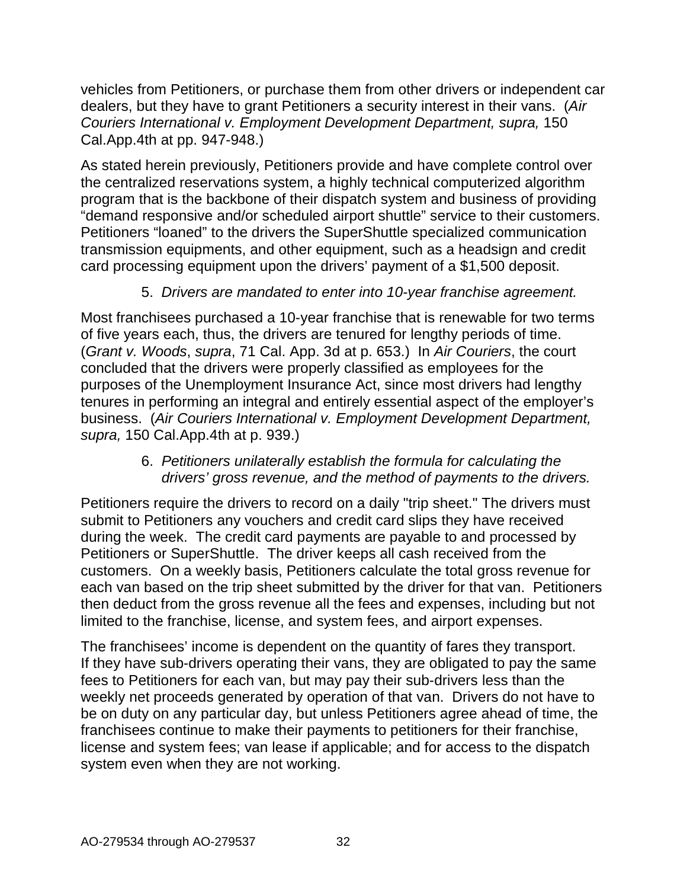vehicles from Petitioners, or purchase them from other drivers or independent car dealers, but they have to grant Petitioners a security interest in their vans. (*Air Couriers International v. Employment Development Department, supra,* 150 Cal.App.4th at pp. 947-948.)

As stated herein previously, Petitioners provide and have complete control over the centralized reservations system, a highly technical computerized algorithm program that is the backbone of their dispatch system and business of providing "demand responsive and/or scheduled airport shuttle" service to their customers. Petitioners "loaned" to the drivers the SuperShuttle specialized communication transmission equipments, and other equipment, such as a headsign and credit card processing equipment upon the drivers' payment of a $1,500 deposit.

5. *Drivers are mandated to enter into 10-year franchise agreement.*

Most franchisees purchased a 10-year franchise that is renewable for two terms of five years each, thus, the drivers are tenured for lengthy periods of time. (*Grant v. Woods*, *supra*, 71 Cal. App. 3d at p. 653.) In *Air Couriers*, the court concluded that the drivers were properly classified as employees for the purposes of the Unemployment Insurance Act, since most drivers had lengthy tenures in performing an integral and entirely essential aspect of the employer's business. (*Air Couriers International v. Employment Development Department, supra,* 150 Cal.App.4th at p. 939.)

6. *Petitioners unilaterally establish the formula for calculating the drivers' gross revenue, and the method of payments to the drivers.*

Petitioners require the drivers to record on a daily "trip sheet." The drivers must submit to Petitioners any vouchers and credit card slips they have received during the week. The credit card payments are payable to and processed by Petitioners or SuperShuttle. The driver keeps all cash received from the customers. On a weekly basis, Petitioners calculate the total gross revenue for each van based on the trip sheet submitted by the driver for that van. Petitioners then deduct from the gross revenue all the fees and expenses, including but not limited to the franchise, license, and system fees, and airport expenses.

The franchisees' income is dependent on the quantity of fares they transport. If they have sub-drivers operating their vans, they are obligated to pay the same fees to Petitioners for each van, but may pay their sub-drivers less than the weekly net proceeds generated by operation of that van. Drivers do not have to be on duty on any particular day, but unless Petitioners agree ahead of time, the franchisees continue to make their payments to petitioners for their franchise, license and system fees; van lease if applicable; and for access to the dispatch system even when they are not working.

AO-279534 through AO-279537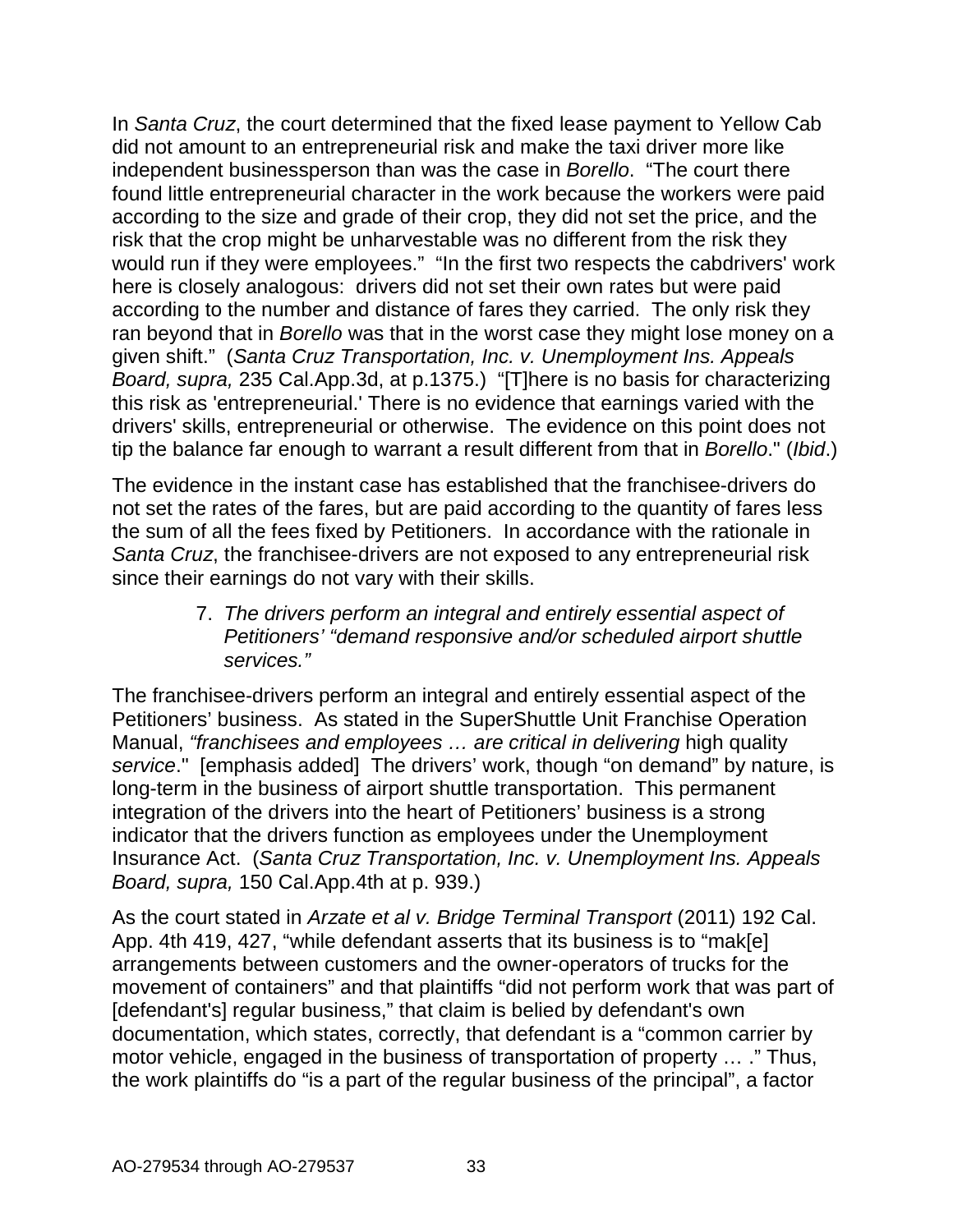In *Santa Cruz*, the court determined that the fixed lease payment to Yellow Cab did not amount to an entrepreneurial risk and make the taxi driver more like independent businessperson than was the case in *Borello*. "The court there found little entrepreneurial character in the work because the workers were paid according to the size and grade of their crop, they did not set the price, and the risk that the crop might be unharvestable was no different from the risk they would run if they were employees." "In the first two respects the cabdrivers' work here is closely analogous: drivers did not set their own rates but were paid according to the number and distance of fares they carried. The only risk they ran beyond that in *Borello* was that in the worst case they might lose money on a given shift." (*Santa Cruz Transportation, Inc. v. Unemployment Ins. Appeals Board, supra,* 235 Cal.App.3d, at p.1375.) "[T]here is no basis for characterizing this risk as 'entrepreneurial.' There is no evidence that earnings varied with the drivers' skills, entrepreneurial or otherwise. The evidence on this point does not tip the balance far enough to warrant a result different from that in *Borello*." (*Ibid*.)

The evidence in the instant case has established that the franchisee-drivers do not set the rates of the fares, but are paid according to the quantity of fares less the sum of all the fees fixed by Petitioners. In accordance with the rationale in *Santa Cruz*, the franchisee-drivers are not exposed to any entrepreneurial risk since their earnings do not vary with their skills.

7. *The drivers perform an integral and entirely essential aspect of Petitioners' "demand responsive and/or scheduled airport shuttle services."*

The franchisee-drivers perform an integral and entirely essential aspect of the Petitioners' business. As stated in the SuperShuttle Unit Franchise Operation Manual, *"franchisees and employees … are critical in delivering* high quality *service*." [emphasis added] The drivers' work, though "on demand" by nature, is long-term in the business of airport shuttle transportation. This permanent integration of the drivers into the heart of Petitioners' business is a strong indicator that the drivers function as employees under the Unemployment Insurance Act. (*Santa Cruz Transportation, Inc. v. Unemployment Ins. Appeals Board, supra,* 150 Cal.App.4th at p. 939.)

As the court stated in *Arzate et al v. Bridge Terminal Transport* (2011) 192 Cal. App. 4th 419, 427, "while defendant asserts that its business is to "mak[e] arrangements between customers and the owner-operators of trucks for the movement of containers" and that plaintiffs "did not perform work that was part of [defendant's] regular business," that claim is belied by defendant's own documentation, which states, correctly, that defendant is a "common carrier by motor vehicle, engaged in the business of transportation of property … ." Thus, the work plaintiffs do "is a part of the regular business of the principal", a factor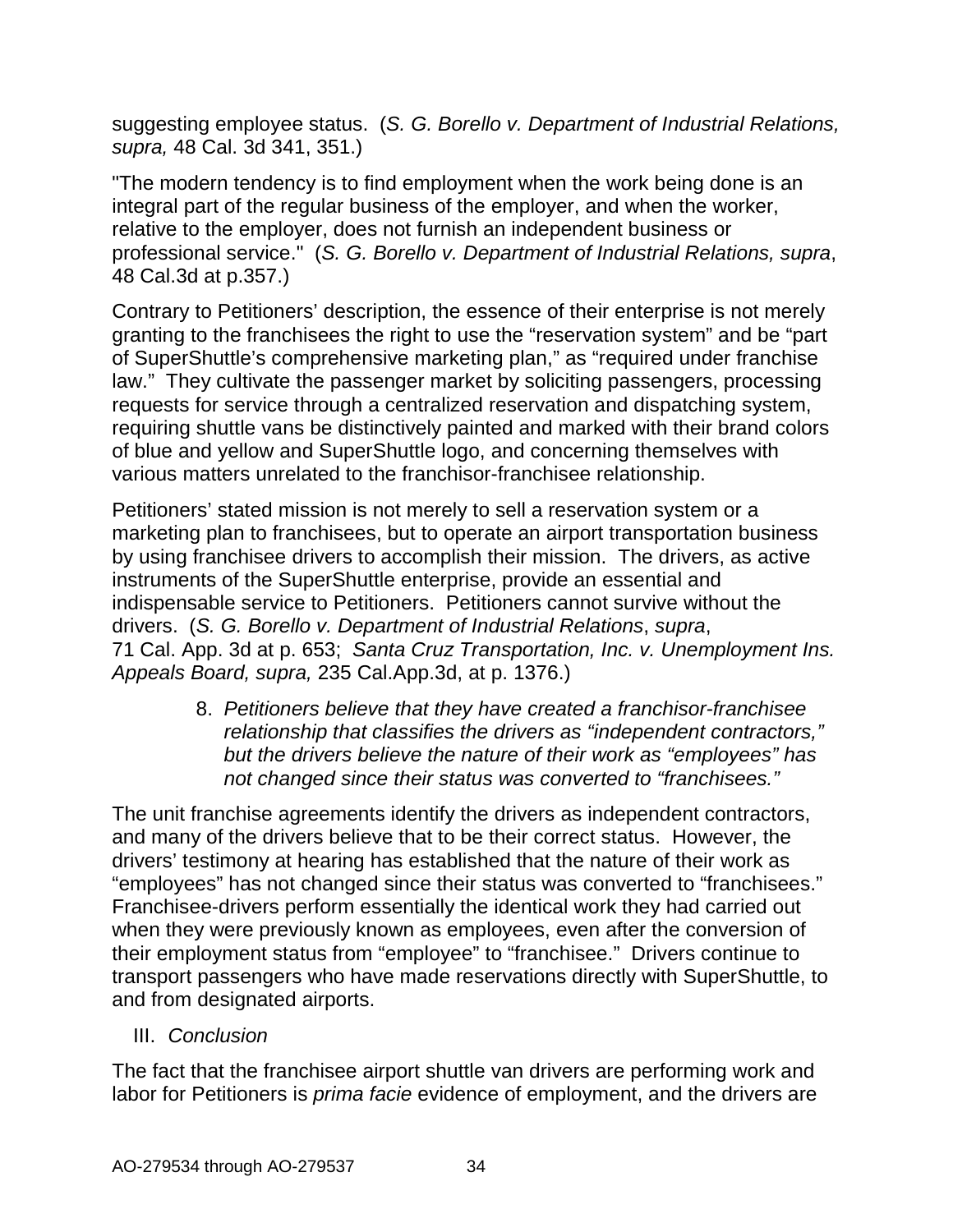suggesting employee status. (*S. G. Borello v. Department of Industrial Relations, supra,* 48 Cal. 3d 341, 351.)

"The modern tendency is to find employment when the work being done is an integral part of the regular business of the employer, and when the worker, relative to the employer, does not furnish an independent business or professional service." (*S. G. Borello v. Department of Industrial Relations, supra*, 48 Cal.3d at p.357.)

Contrary to Petitioners' description, the essence of their enterprise is not merely granting to the franchisees the right to use the "reservation system" and be "part of SuperShuttle's comprehensive marketing plan," as "required under franchise law." They cultivate the passenger market by soliciting passengers, processing requests for service through a centralized reservation and dispatching system, requiring shuttle vans be distinctively painted and marked with their brand colors of blue and yellow and SuperShuttle logo, and concerning themselves with various matters unrelated to the franchisor-franchisee relationship.

Petitioners' stated mission is not merely to sell a reservation system or a marketing plan to franchisees, but to operate an airport transportation business by using franchisee drivers to accomplish their mission. The drivers, as active instruments of the SuperShuttle enterprise, provide an essential and indispensable service to Petitioners. Petitioners cannot survive without the drivers. (*S. G. Borello v. Department of Industrial Relations*, *supra*, 71 Cal. App. 3d at p. 653; *Santa Cruz Transportation, Inc. v. Unemployment Ins. Appeals Board, supra,* 235 Cal.App.3d, at p. 1376.)

8. *Petitioners believe that they have created a franchisor-franchisee relationship that classifies the drivers as "independent contractors," but the drivers believe the nature of their work as "employees" has not changed since their status was converted to "franchisees."*

The unit franchise agreements identify the drivers as independent contractors, and many of the drivers believe that to be their correct status. However, the drivers' testimony at hearing has established that the nature of their work as "employees" has not changed since their status was converted to "franchisees." Franchisee-drivers perform essentially the identical work they had carried out when they were previously known as employees, even after the conversion of their employment status from "employee" to "franchisee." Drivers continue to transport passengers who have made reservations directly with SuperShuttle, to and from designated airports.

## III. *Conclusion*

The fact that the franchisee airport shuttle van drivers are performing work and labor for Petitioners is *prima facie* evidence of employment, and the drivers are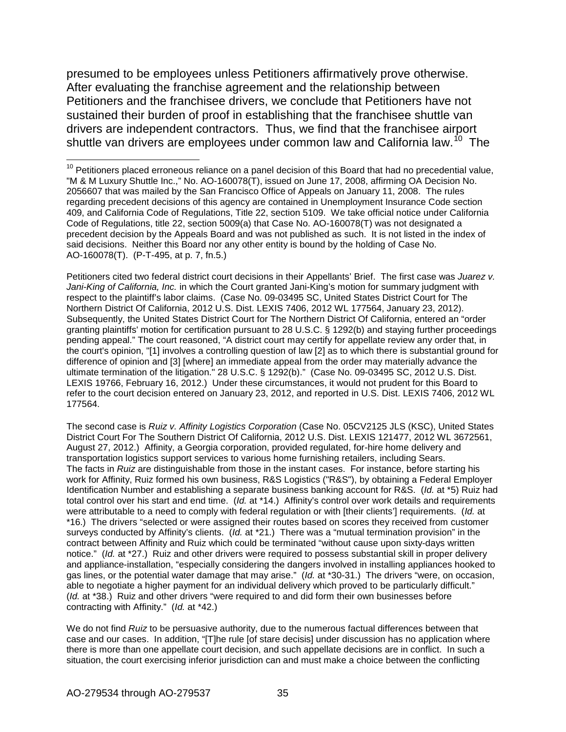presumed to be employees unless Petitioners affirmatively prove otherwise. After evaluating the franchise agreement and the relationship between Petitioners and the franchisee drivers, we conclude that Petitioners have not sustained their burden of proof in establishing that the franchisee shuttle van drivers are independent contractors. Thus, we find that the franchisee airport shuttle van drivers are employees under common law and California law.[10] The

---

[10] Petitioners placed erroneous reliance on a panel decision of this Board that had no precedential value, "M & M Luxury Shuttle Inc.," No. AO-160078(T), issued on June 17, 2008, affirming OA Decision No. 2056607 that was mailed by the San Francisco Office of Appeals on January 11, 2008. The rules regarding precedent decisions of this agency are contained in Unemployment Insurance Code section 409, and California Code of Regulations, Title 22, section 5109. We take official notice under California Code of Regulations, title 22, section 5009(a) that Case No. AO-160078(T) was not designated a precedent decision by the Appeals Board and was not published as such. It is not listed in the index of said decisions. Neither this Board nor any other entity is bound by the holding of Case No. AO-160078(T). (P-T-495, at p. 7, fn.5.)

Petitioners cited two federal district court decisions in their Appellants' Brief. The first case was *Juarez v. Jani-King of California, Inc.* in which the Court granted Jani-King's motion for summary judgment with respect to the plaintiff's labor claims. (Case No. 09-03495 SC, United States District Court for The Northern District Of California, 2012 U.S. Dist. LEXIS 7406, 2012 WL 177564, January 23, 2012). Subsequently, the United States District Court for The Northern District Of California, entered an "order granting plaintiffs' motion for certification pursuant to 28 U.S.C. § 1292(b) and staying further proceedings pending appeal." The court reasoned, "A district court may certify for appellate review any order that, in the court's opinion, "[1] involves a controlling question of law [2] as to which there is substantial ground for difference of opinion and [3] [where] an immediate appeal from the order may materially advance the ultimate termination of the litigation." 28 U.S.C. § 1292(b)." (Case No. 09-03495 SC, 2012 U.S. Dist. LEXIS 19766, February 16, 2012.) Under these circumstances, it would not prudent for this Board to refer to the court decision entered on January 23, 2012, and reported in U.S. Dist. LEXIS 7406, 2012 WL 177564.

The second case is *Ruiz v. Affinity Logistics Corporation* (Case No. 05CV2125 JLS (KSC), United States District Court For The Southern District Of California, 2012 U.S. Dist. LEXIS 121477, 2012 WL 3672561, August 27, 2012.) Affinity, a Georgia corporation, provided regulated, for-hire home delivery and transportation logistics support services to various home furnishing retailers, including Sears. The facts in *Ruiz* are distinguishable from those in the instant cases. For instance, before starting his work for Affinity, Ruiz formed his own business, R&S Logistics ("R&S"), by obtaining a Federal Employer Identification Number and establishing a separate business banking account for R&S. (*Id.* at *5) Ruiz had total control over his start and end time. (*Id.* at *14.) Affinity's control over work details and requirements were attributable to a need to comply with federal regulation or with [their clients'] requirements. (*Id.* at *16.) The drivers "selected or were assigned their routes based on scores they received from customer surveys conducted by Affinity's clients. (*Id.* at *21.) There was a "mutual termination provision" in the contract between Affinity and Ruiz which could be terminated "without cause upon sixty-days written notice." (*Id.* at *27.) Ruiz and other drivers were required to possess substantial skill in proper delivery and appliance-installation, "especially considering the dangers involved in installing appliances hooked to gas lines, or the potential water damage that may arise." (*Id.* at *30-31.) The drivers "were, on occasion, able to negotiate a higher payment for an individual delivery which proved to be particularly difficult." (*Id.* at *38.) Ruiz and other drivers "were required to and did form their own businesses before contracting with Affinity." (*Id.* at *42.)

We do not find *Ruiz* to be persuasive authority, due to the numerous factual differences between that case and our cases. In addition, "[T]he rule [of stare decisis] under discussion has no application where there is more than one appellate court decision, and such appellate decisions are in conflict. In such a situation, the court exercising inferior jurisdiction can and must make a choice between the conflicting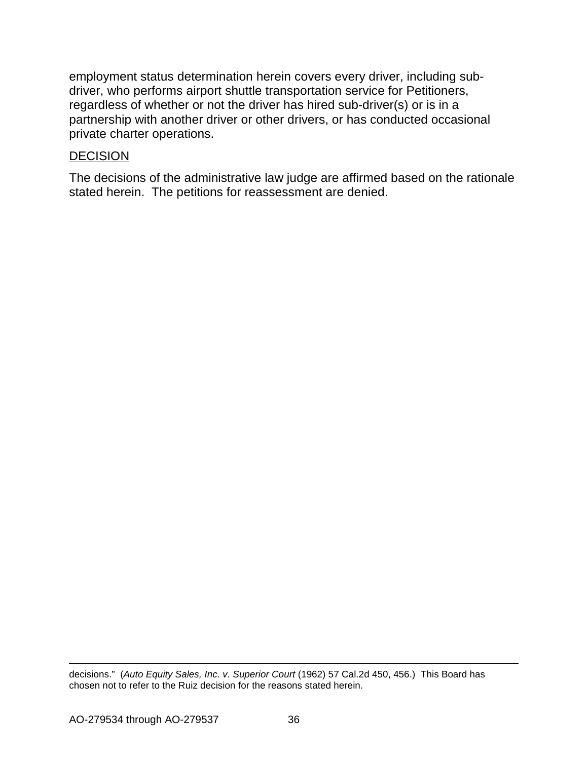employment status determination herein covers every driver, including sub-driver, who performs airport shuttle transportation service for Petitioners, regardless of whether or not the driver has hired sub-driver(s) or is in a partnership with another driver or other drivers, or has conducted occasional private charter operations.

## DECISION

The decisions of the administrative law judge are affirmed based on the rationale stated herein. The petitions for reassessment are denied.

---

decisions." (*Auto Equity Sales, Inc. v. Superior Court* (1962) 57 Cal.2d 450, 456.) This Board has chosen not to refer to the Ruiz decision for the reasons stated herein.

AO-279534 through AO-279537